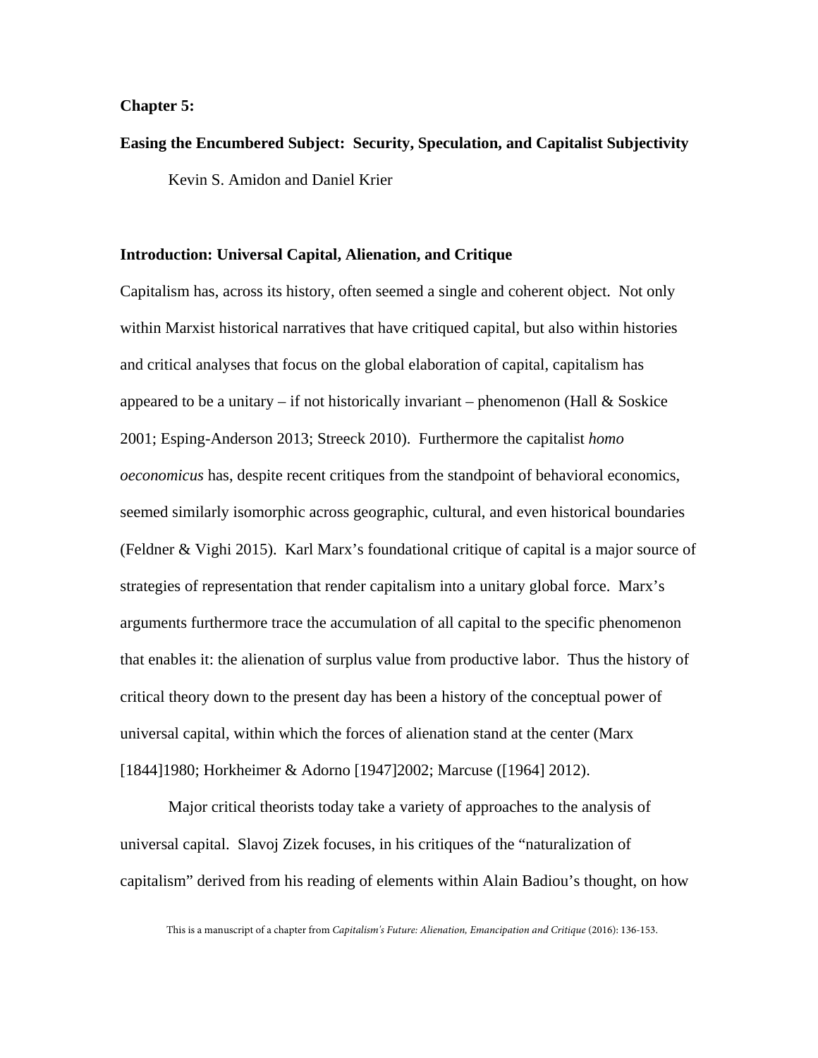**Chapter 5:**

# Easing the Encumbered Subject: Security, Speculation, and Capitalist Subjectivity

Kevin S. Amidon and Daniel Krier

## Introduction: Universal Capital, Alienation, and Critique

Capitalism has, across its history, often seemed a single and coherent object. Not only within Marxist historical narratives that have critiqued capital, but also within histories and critical analyses that focus on the global elaboration of capital, capitalism has appeared to be a unitary – if not historically invariant – phenomenon (Hall & Soskice 2001; Esping-Anderson 2013; Streeck 2010). Furthermore the capitalist *homo oeconomicus* has, despite recent critiques from the standpoint of behavioral economics, seemed similarly isomorphic across geographic, cultural, and even historical boundaries (Feldner & Vighi 2015). Karl Marx's foundational critique of capital is a major source of strategies of representation that render capitalism into a unitary global force. Marx's arguments furthermore trace the accumulation of all capital to the specific phenomenon that enables it: the alienation of surplus value from productive labor. Thus the history of critical theory down to the present day has been a history of the conceptual power of universal capital, within which the forces of alienation stand at the center (Marx [1844]1980; Horkheimer & Adorno [1947]2002; Marcuse ([1964] 2012).

Major critical theorists today take a variety of approaches to the analysis of universal capital. Slavoj Zizek focuses, in his critiques of the "naturalization of capitalism" derived from his reading of elements within Alain Badiou's thought, on how

This is a manuscript of a chapter from *Capitalism's Future: Alienation, Emancipation and Critique* (2016): 136-153.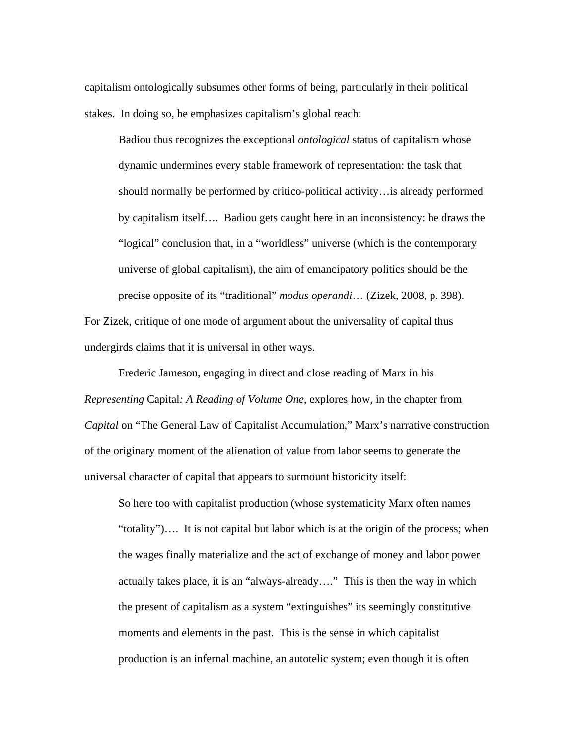capitalism ontologically subsumes other forms of being, particularly in their political stakes. In doing so, he emphasizes capitalism's global reach:

> Badiou thus recognizes the exceptional *ontological* status of capitalism whose dynamic undermines every stable framework of representation: the task that should normally be performed by critico-political activity…is already performed by capitalism itself…. Badiou gets caught here in an inconsistency: he draws the "logical" conclusion that, in a "worldless" universe (which is the contemporary universe of global capitalism), the aim of emancipatory politics should be the precise opposite of its "traditional" *modus operandi*… (Zizek, 2008, p. 398).

For Zizek, critique of one mode of argument about the universality of capital thus undergirds claims that it is universal in other ways.

Frederic Jameson, engaging in direct and close reading of Marx in his *Representing* Capital*: A Reading of Volume One*, explores how, in the chapter from *Capital* on "The General Law of Capitalist Accumulation," Marx's narrative construction of the originary moment of the alienation of value from labor seems to generate the universal character of capital that appears to surmount historicity itself:

> So here too with capitalist production (whose systematicity Marx often names "totality")…. It is not capital but labor which is at the origin of the process; when the wages finally materialize and the act of exchange of money and labor power actually takes place, it is an "always-already…." This is then the way in which the present of capitalism as a system "extinguishes" its seemingly constitutive moments and elements in the past. This is the sense in which capitalist production is an infernal machine, an autotelic system; even though it is often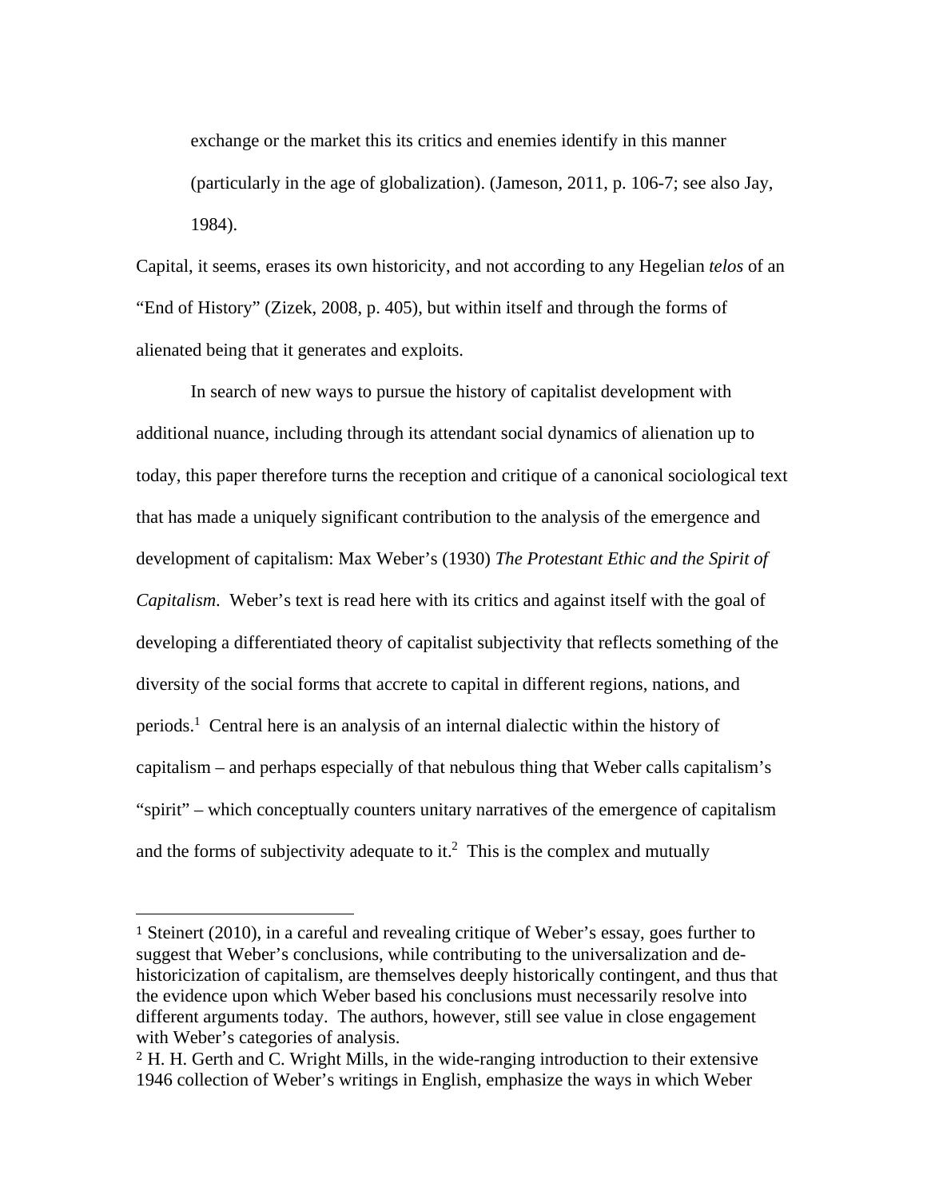exchange or the market this its critics and enemies identify in this manner (particularly in the age of globalization). (Jameson, 2011, p. 106-7; see also Jay, 1984).

Capital, it seems, erases its own historicity, and not according to any Hegelian *telos* of an "End of History" (Zizek, 2008, p. 405), but within itself and through the forms of alienated being that it generates and exploits.

In search of new ways to pursue the history of capitalist development with additional nuance, including through its attendant social dynamics of alienation up to today, this paper therefore turns the reception and critique of a canonical sociological text that has made a uniquely significant contribution to the analysis of the emergence and development of capitalism: Max Weber's (1930) *The Protestant Ethic and the Spirit of Capitalism*. Weber's text is read here with its critics and against itself with the goal of developing a differentiated theory of capitalist subjectivity that reflects something of the diversity of the social forms that accrete to capital in different regions, nations, and periods.[1] Central here is an analysis of an internal dialectic within the history of capitalism – and perhaps especially of that nebulous thing that Weber calls capitalism's "spirit" – which conceptually counters unitary narratives of the emergence of capitalism and the forms of subjectivity adequate to it.[2] This is the complex and mutually

---

[1] Steinert (2010), in a careful and revealing critique of Weber's essay, goes further to suggest that Weber's conclusions, while contributing to the universalization and de-historicization of capitalism, are themselves deeply historically contingent, and thus that the evidence upon which Weber based his conclusions must necessarily resolve into different arguments today. The authors, however, still see value in close engagement with Weber's categories of analysis.

[2] H. H. Gerth and C. Wright Mills, in the wide-ranging introduction to their extensive 1946 collection of Weber's writings in English, emphasize the ways in which Weber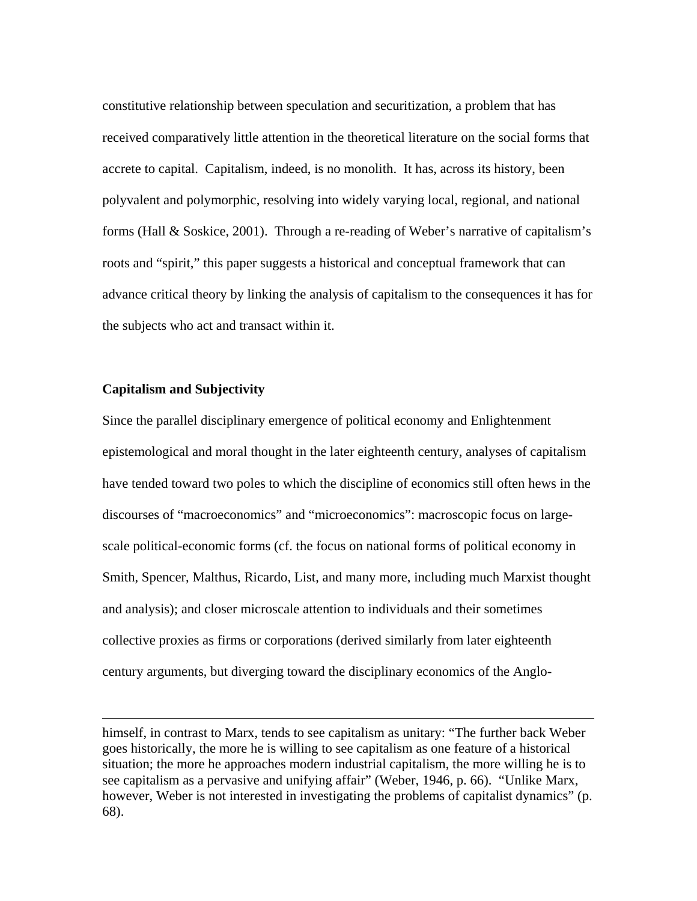constitutive relationship between speculation and securitization, a problem that has received comparatively little attention in the theoretical literature on the social forms that accrete to capital. Capitalism, indeed, is no monolith. It has, across its history, been polyvalent and polymorphic, resolving into widely varying local, regional, and national forms (Hall & Soskice, 2001). Through a re-reading of Weber's narrative of capitalism's roots and "spirit," this paper suggests a historical and conceptual framework that can advance critical theory by linking the analysis of capitalism to the consequences it has for the subjects who act and transact within it.

## Capitalism and Subjectivity

Since the parallel disciplinary emergence of political economy and Enlightenment epistemological and moral thought in the later eighteenth century, analyses of capitalism have tended toward two poles to which the discipline of economics still often hews in the discourses of "macroeconomics" and "microeconomics": macroscopic focus on large-scale political-economic forms (cf. the focus on national forms of political economy in Smith, Spencer, Malthus, Ricardo, List, and many more, including much Marxist thought and analysis); and closer microscale attention to individuals and their sometimes collective proxies as firms or corporations (derived similarly from later eighteenth century arguments, but diverging toward the disciplinary economics of the Anglo-

---

himself, in contrast to Marx, tends to see capitalism as unitary: "The further back Weber goes historically, the more he is willing to see capitalism as one feature of a historical situation; the more he approaches modern industrial capitalism, the more willing he is to see capitalism as a pervasive and unifying affair" (Weber, 1946, p. 66). "Unlike Marx, however, Weber is not interested in investigating the problems of capitalist dynamics" (p. 68).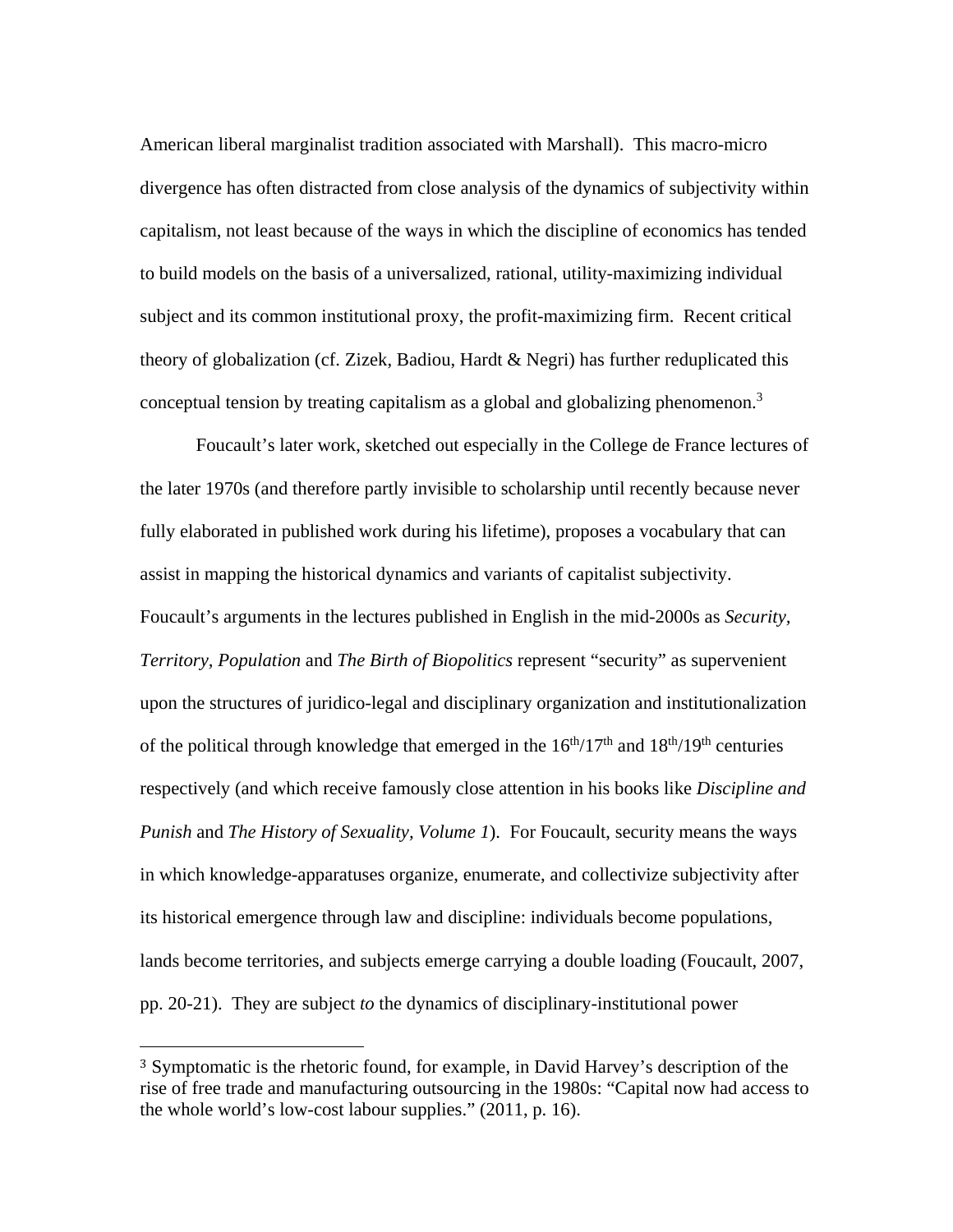American liberal marginalist tradition associated with Marshall). This macro-micro divergence has often distracted from close analysis of the dynamics of subjectivity within capitalism, not least because of the ways in which the discipline of economics has tended to build models on the basis of a universalized, rational, utility-maximizing individual subject and its common institutional proxy, the profit-maximizing firm. Recent critical theory of globalization (cf. Zizek, Badiou, Hardt & Negri) has further reduplicated this conceptual tension by treating capitalism as a global and globalizing phenomenon.[3]

Foucault's later work, sketched out especially in the College de France lectures of the later 1970s (and therefore partly invisible to scholarship until recently because never fully elaborated in published work during his lifetime), proposes a vocabulary that can assist in mapping the historical dynamics and variants of capitalist subjectivity. Foucault's arguments in the lectures published in English in the mid-2000s as *Security, Territory, Population* and *The Birth of Biopolitics* represent "security" as supervenient upon the structures of juridico-legal and disciplinary organization and institutionalization of the political through knowledge that emerged in the 16th/17th and 18th/19th centuries respectively (and which receive famously close attention in his books like *Discipline and Punish* and *The History of Sexuality, Volume 1*). For Foucault, security means the ways in which knowledge-apparatuses organize, enumerate, and collectivize subjectivity after its historical emergence through law and discipline: individuals become populations, lands become territories, and subjects emerge carrying a double loading (Foucault, 2007, pp. 20-21). They are subject *to* the dynamics of disciplinary-institutional power

---

[3] Symptomatic is the rhetoric found, for example, in David Harvey's description of the rise of free trade and manufacturing outsourcing in the 1980s: "Capital now had access to the whole world's low-cost labour supplies." (2011, p. 16).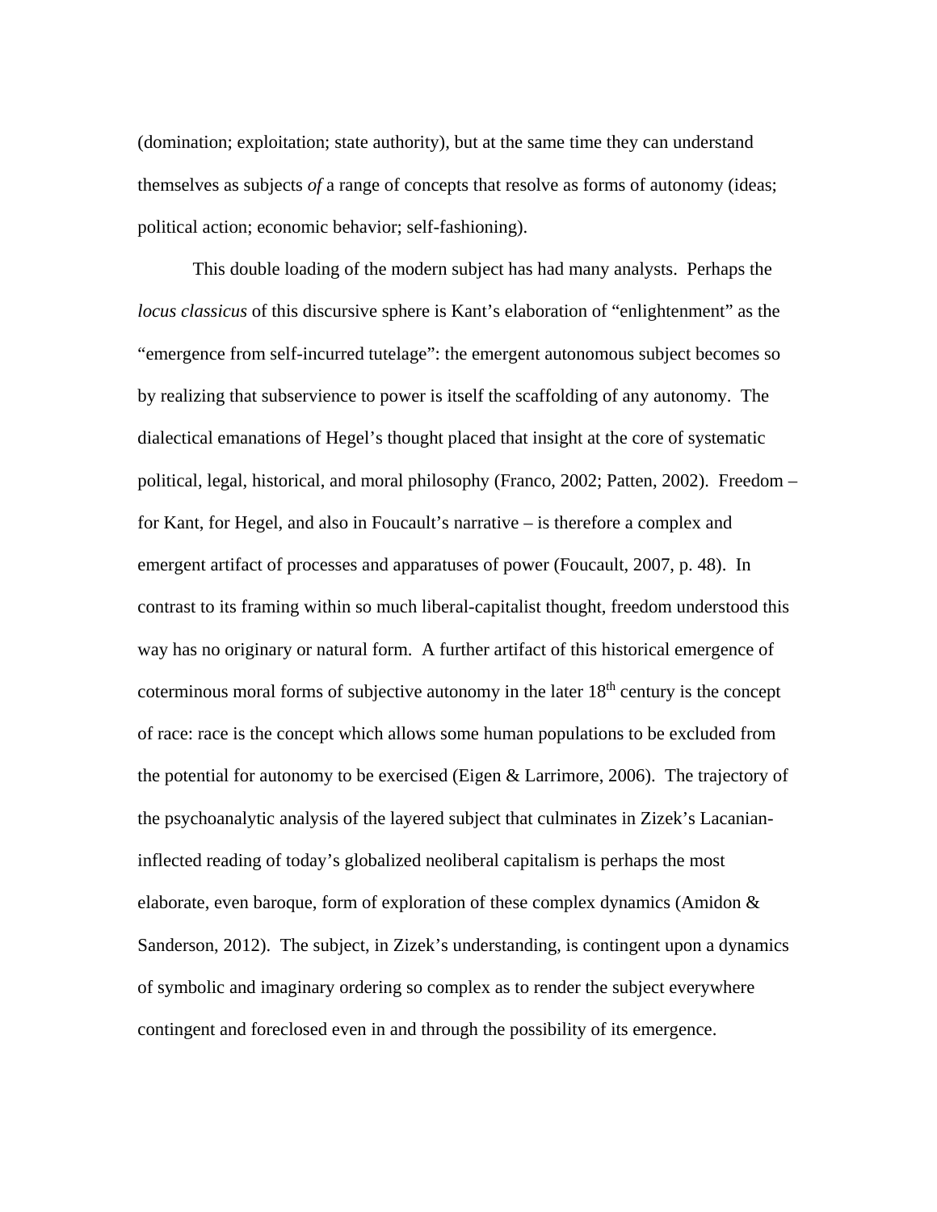(domination; exploitation; state authority), but at the same time they can understand themselves as subjects *of* a range of concepts that resolve as forms of autonomy (ideas; political action; economic behavior; self-fashioning).

This double loading of the modern subject has had many analysts. Perhaps the *locus classicus* of this discursive sphere is Kant's elaboration of "enlightenment" as the "emergence from self-incurred tutelage": the emergent autonomous subject becomes so by realizing that subservience to power is itself the scaffolding of any autonomy. The dialectical emanations of Hegel's thought placed that insight at the core of systematic political, legal, historical, and moral philosophy (Franco, 2002; Patten, 2002). Freedom – for Kant, for Hegel, and also in Foucault's narrative – is therefore a complex and emergent artifact of processes and apparatuses of power (Foucault, 2007, p. 48). In contrast to its framing within so much liberal-capitalist thought, freedom understood this way has no originary or natural form. A further artifact of this historical emergence of coterminous moral forms of subjective autonomy in the later 18th century is the concept of race: race is the concept which allows some human populations to be excluded from the potential for autonomy to be exercised (Eigen & Larrimore, 2006). The trajectory of the psychoanalytic analysis of the layered subject that culminates in Zizek's Lacanian-inflected reading of today's globalized neoliberal capitalism is perhaps the most elaborate, even baroque, form of exploration of these complex dynamics (Amidon & Sanderson, 2012). The subject, in Zizek's understanding, is contingent upon a dynamics of symbolic and imaginary ordering so complex as to render the subject everywhere contingent and foreclosed even in and through the possibility of its emergence.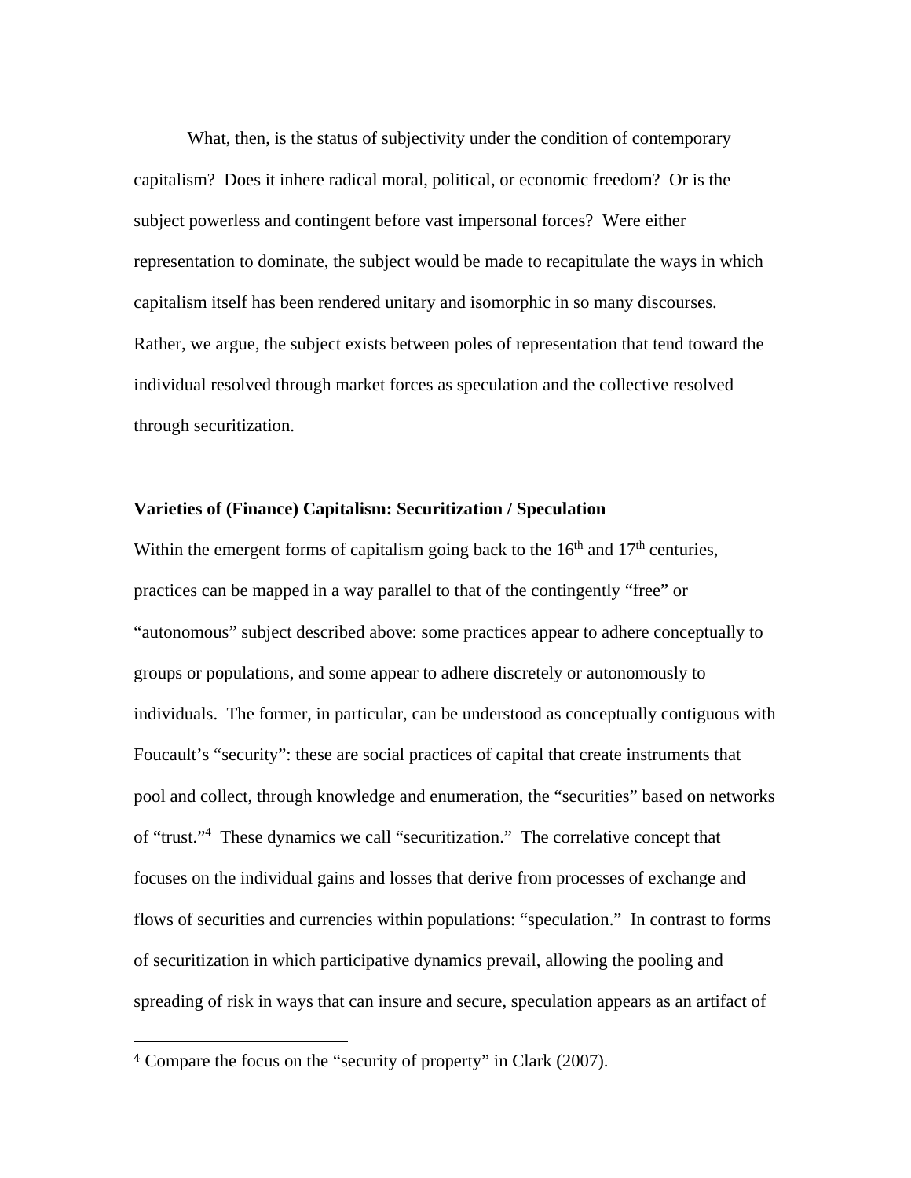What, then, is the status of subjectivity under the condition of contemporary capitalism? Does it inhere radical moral, political, or economic freedom? Or is the subject powerless and contingent before vast impersonal forces? Were either representation to dominate, the subject would be made to recapitulate the ways in which capitalism itself has been rendered unitary and isomorphic in so many discourses. Rather, we argue, the subject exists between poles of representation that tend toward the individual resolved through market forces as speculation and the collective resolved through securitization.

**Varieties of (Finance) Capitalism: Securitization / Speculation**

Within the emergent forms of capitalism going back to the 16th and 17th centuries, practices can be mapped in a way parallel to that of the contingently "free" or "autonomous" subject described above: some practices appear to adhere conceptually to groups or populations, and some appear to adhere discretely or autonomously to individuals. The former, in particular, can be understood as conceptually contiguous with Foucault's "security": these are social practices of capital that create instruments that pool and collect, through knowledge and enumeration, the "securities" based on networks of "trust."[4] These dynamics we call "securitization." The correlative concept that focuses on the individual gains and losses that derive from processes of exchange and flows of securities and currencies within populations: "speculation." In contrast to forms of securitization in which participative dynamics prevail, allowing the pooling and spreading of risk in ways that can insure and secure, speculation appears as an artifact of

[4] Compare the focus on the "security of property" in Clark (2007).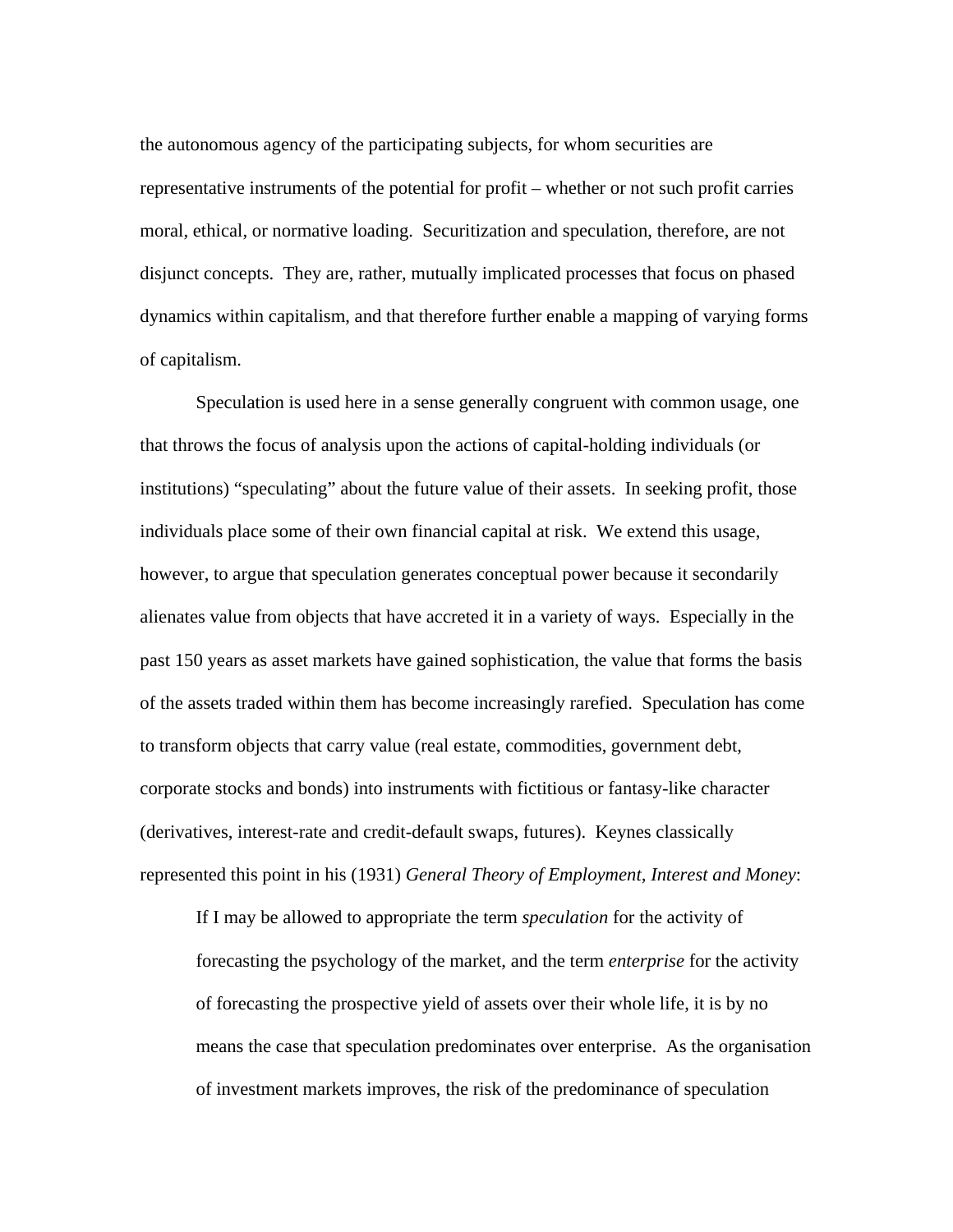the autonomous agency of the participating subjects, for whom securities are representative instruments of the potential for profit – whether or not such profit carries moral, ethical, or normative loading. Securitization and speculation, therefore, are not disjunct concepts. They are, rather, mutually implicated processes that focus on phased dynamics within capitalism, and that therefore further enable a mapping of varying forms of capitalism.

Speculation is used here in a sense generally congruent with common usage, one that throws the focus of analysis upon the actions of capital-holding individuals (or institutions) "speculating" about the future value of their assets. In seeking profit, those individuals place some of their own financial capital at risk. We extend this usage, however, to argue that speculation generates conceptual power because it secondarily alienates value from objects that have accreted it in a variety of ways. Especially in the past 150 years as asset markets have gained sophistication, the value that forms the basis of the assets traded within them has become increasingly rarefied. Speculation has come to transform objects that carry value (real estate, commodities, government debt, corporate stocks and bonds) into instruments with fictitious or fantasy-like character (derivatives, interest-rate and credit-default swaps, futures). Keynes classically represented this point in his (1931) *General Theory of Employment, Interest and Money*:

> If I may be allowed to appropriate the term *speculation* for the activity of forecasting the psychology of the market, and the term *enterprise* for the activity of forecasting the prospective yield of assets over their whole life, it is by no means the case that speculation predominates over enterprise. As the organisation of investment markets improves, the risk of the predominance of speculation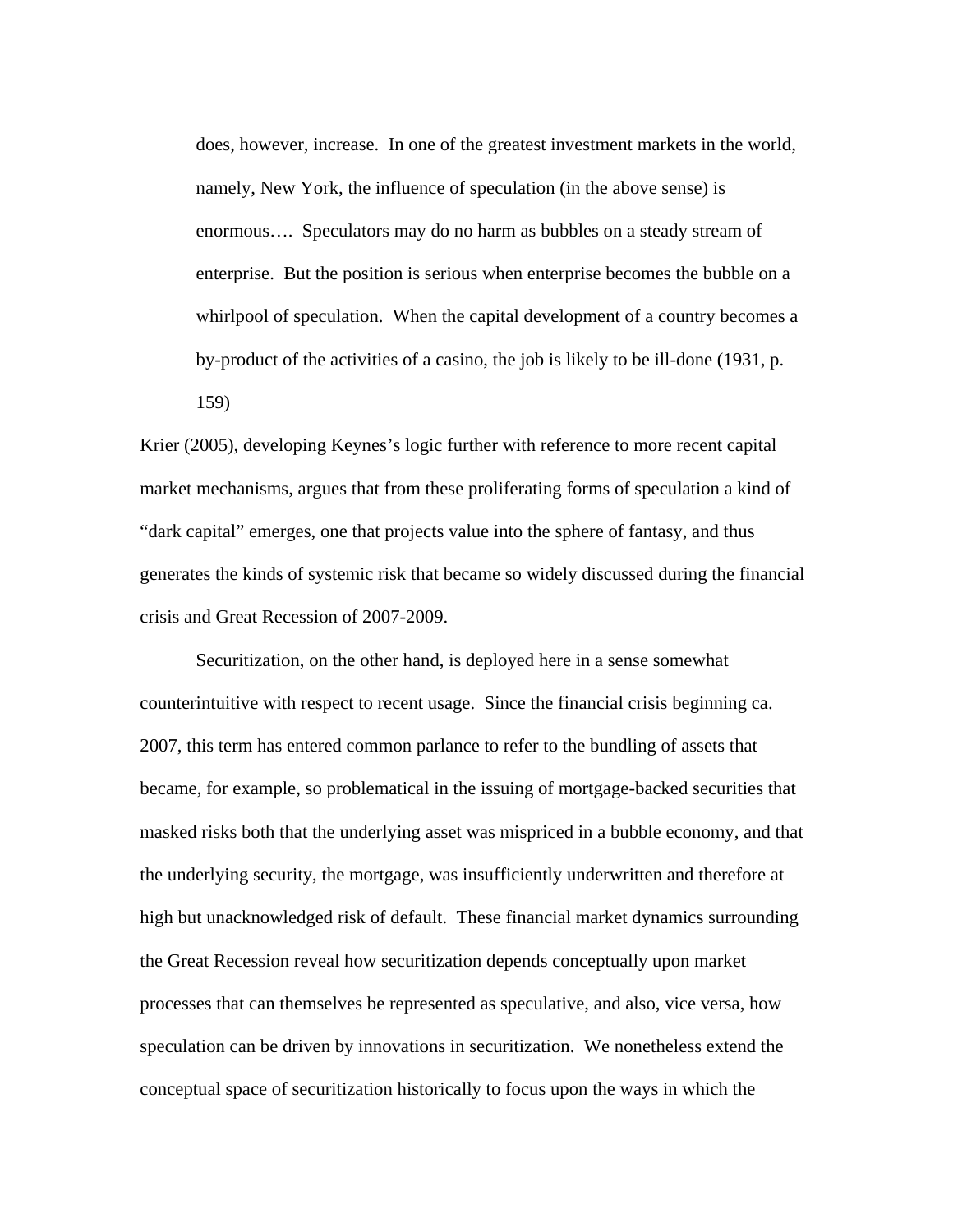> does, however, increase. In one of the greatest investment markets in the world, namely, New York, the influence of speculation (in the above sense) is enormous…. Speculators may do no harm as bubbles on a steady stream of enterprise. But the position is serious when enterprise becomes the bubble on a whirlpool of speculation. When the capital development of a country becomes a by-product of the activities of a casino, the job is likely to be ill-done (1931, p. 159)

Krier (2005), developing Keynes's logic further with reference to more recent capital market mechanisms, argues that from these proliferating forms of speculation a kind of "dark capital" emerges, one that projects value into the sphere of fantasy, and thus generates the kinds of systemic risk that became so widely discussed during the financial crisis and Great Recession of 2007-2009.

Securitization, on the other hand, is deployed here in a sense somewhat counterintuitive with respect to recent usage. Since the financial crisis beginning ca. 2007, this term has entered common parlance to refer to the bundling of assets that became, for example, so problematical in the issuing of mortgage-backed securities that masked risks both that the underlying asset was mispriced in a bubble economy, and that the underlying security, the mortgage, was insufficiently underwritten and therefore at high but unacknowledged risk of default. These financial market dynamics surrounding the Great Recession reveal how securitization depends conceptually upon market processes that can themselves be represented as speculative, and also, vice versa, how speculation can be driven by innovations in securitization. We nonetheless extend the conceptual space of securitization historically to focus upon the ways in which the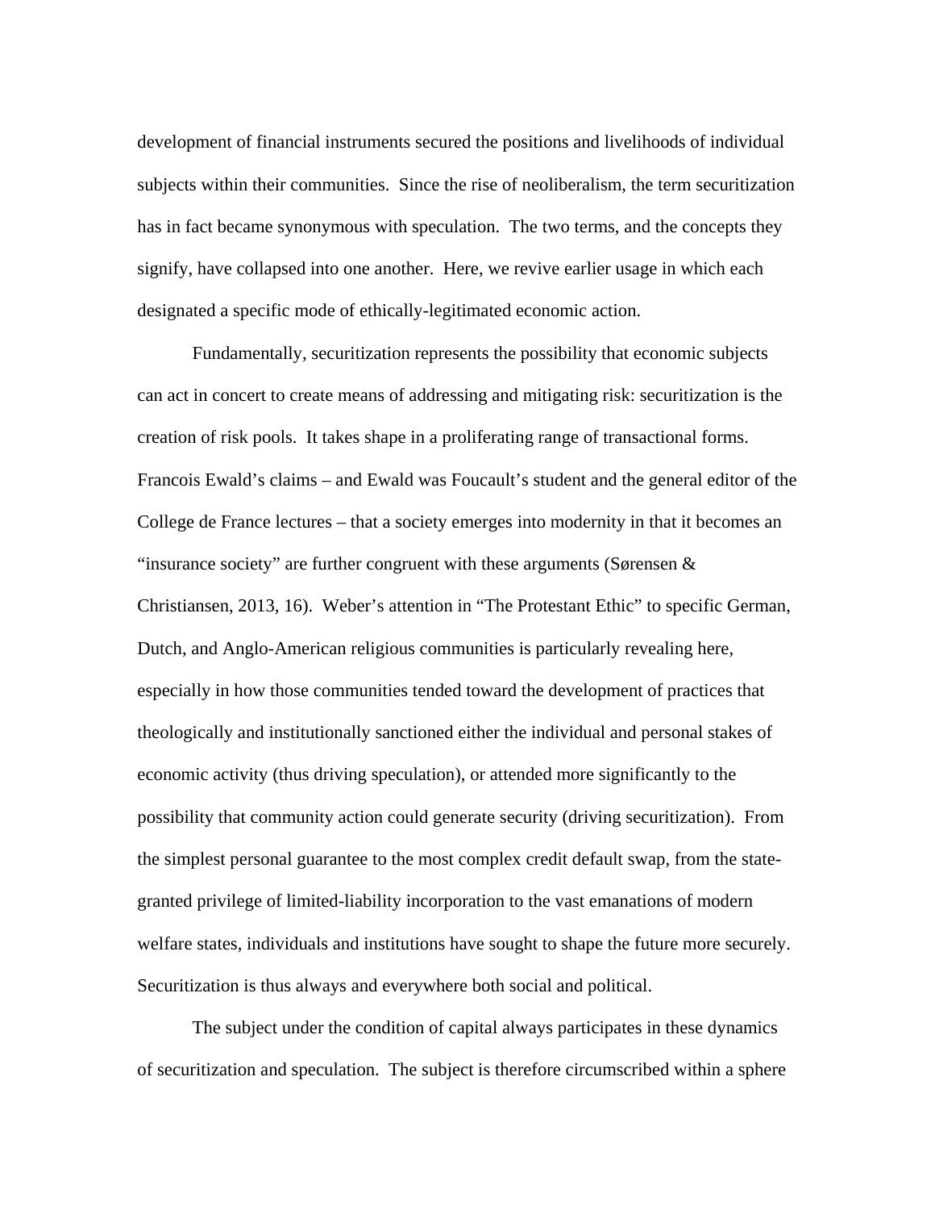development of financial instruments secured the positions and livelihoods of individual subjects within their communities. Since the rise of neoliberalism, the term securitization has in fact became synonymous with speculation. The two terms, and the concepts they signify, have collapsed into one another. Here, we revive earlier usage in which each designated a specific mode of ethically-legitimated economic action.

Fundamentally, securitization represents the possibility that economic subjects can act in concert to create means of addressing and mitigating risk: securitization is the creation of risk pools. It takes shape in a proliferating range of transactional forms. Francois Ewald's claims – and Ewald was Foucault's student and the general editor of the College de France lectures – that a society emerges into modernity in that it becomes an "insurance society" are further congruent with these arguments (Sørensen & Christiansen, 2013, 16). Weber's attention in "The Protestant Ethic" to specific German, Dutch, and Anglo-American religious communities is particularly revealing here, especially in how those communities tended toward the development of practices that theologically and institutionally sanctioned either the individual and personal stakes of economic activity (thus driving speculation), or attended more significantly to the possibility that community action could generate security (driving securitization). From the simplest personal guarantee to the most complex credit default swap, from the state-granted privilege of limited-liability incorporation to the vast emanations of modern welfare states, individuals and institutions have sought to shape the future more securely. Securitization is thus always and everywhere both social and political.

The subject under the condition of capital always participates in these dynamics of securitization and speculation. The subject is therefore circumscribed within a sphere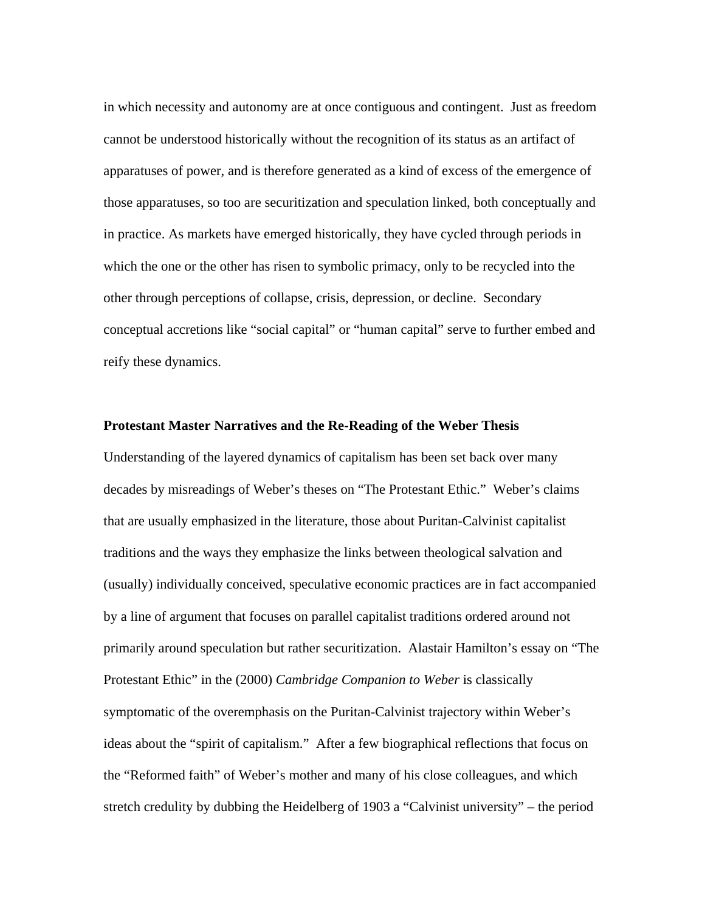in which necessity and autonomy are at once contiguous and contingent. Just as freedom cannot be understood historically without the recognition of its status as an artifact of apparatuses of power, and is therefore generated as a kind of excess of the emergence of those apparatuses, so too are securitization and speculation linked, both conceptually and in practice. As markets have emerged historically, they have cycled through periods in which the one or the other has risen to symbolic primacy, only to be recycled into the other through perceptions of collapse, crisis, depression, or decline. Secondary conceptual accretions like "social capital" or "human capital" serve to further embed and reify these dynamics.

## Protestant Master Narratives and the Re-Reading of the Weber Thesis

Understanding of the layered dynamics of capitalism has been set back over many decades by misreadings of Weber's theses on "The Protestant Ethic." Weber's claims that are usually emphasized in the literature, those about Puritan-Calvinist capitalist traditions and the ways they emphasize the links between theological salvation and (usually) individually conceived, speculative economic practices are in fact accompanied by a line of argument that focuses on parallel capitalist traditions ordered around not primarily around speculation but rather securitization. Alastair Hamilton's essay on "The Protestant Ethic" in the (2000) *Cambridge Companion to Weber* is classically symptomatic of the overemphasis on the Puritan-Calvinist trajectory within Weber's ideas about the "spirit of capitalism." After a few biographical reflections that focus on the "Reformed faith" of Weber's mother and many of his close colleagues, and which stretch credulity by dubbing the Heidelberg of 1903 a "Calvinist university" – the period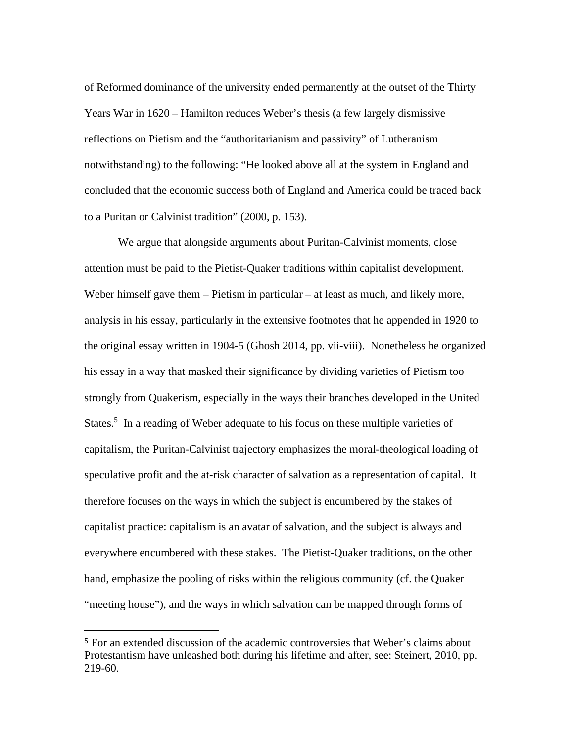of Reformed dominance of the university ended permanently at the outset of the Thirty Years War in 1620 – Hamilton reduces Weber's thesis (a few largely dismissive reflections on Pietism and the "authoritarianism and passivity" of Lutheranism notwithstanding) to the following: "He looked above all at the system in England and concluded that the economic success both of England and America could be traced back to a Puritan or Calvinist tradition" (2000, p. 153).

We argue that alongside arguments about Puritan-Calvinist moments, close attention must be paid to the Pietist-Quaker traditions within capitalist development. Weber himself gave them – Pietism in particular – at least as much, and likely more, analysis in his essay, particularly in the extensive footnotes that he appended in 1920 to the original essay written in 1904-5 (Ghosh 2014, pp. vii-viii). Nonetheless he organized his essay in a way that masked their significance by dividing varieties of Pietism too strongly from Quakerism, especially in the ways their branches developed in the United States.[5] In a reading of Weber adequate to his focus on these multiple varieties of capitalism, the Puritan-Calvinist trajectory emphasizes the moral-theological loading of speculative profit and the at-risk character of salvation as a representation of capital. It therefore focuses on the ways in which the subject is encumbered by the stakes of capitalist practice: capitalism is an avatar of salvation, and the subject is always and everywhere encumbered with these stakes. The Pietist-Quaker traditions, on the other hand, emphasize the pooling of risks within the religious community (cf. the Quaker "meeting house"), and the ways in which salvation can be mapped through forms of

[5] For an extended discussion of the academic controversies that Weber's claims about Protestantism have unleashed both during his lifetime and after, see: Steinert, 2010, pp. 219-60.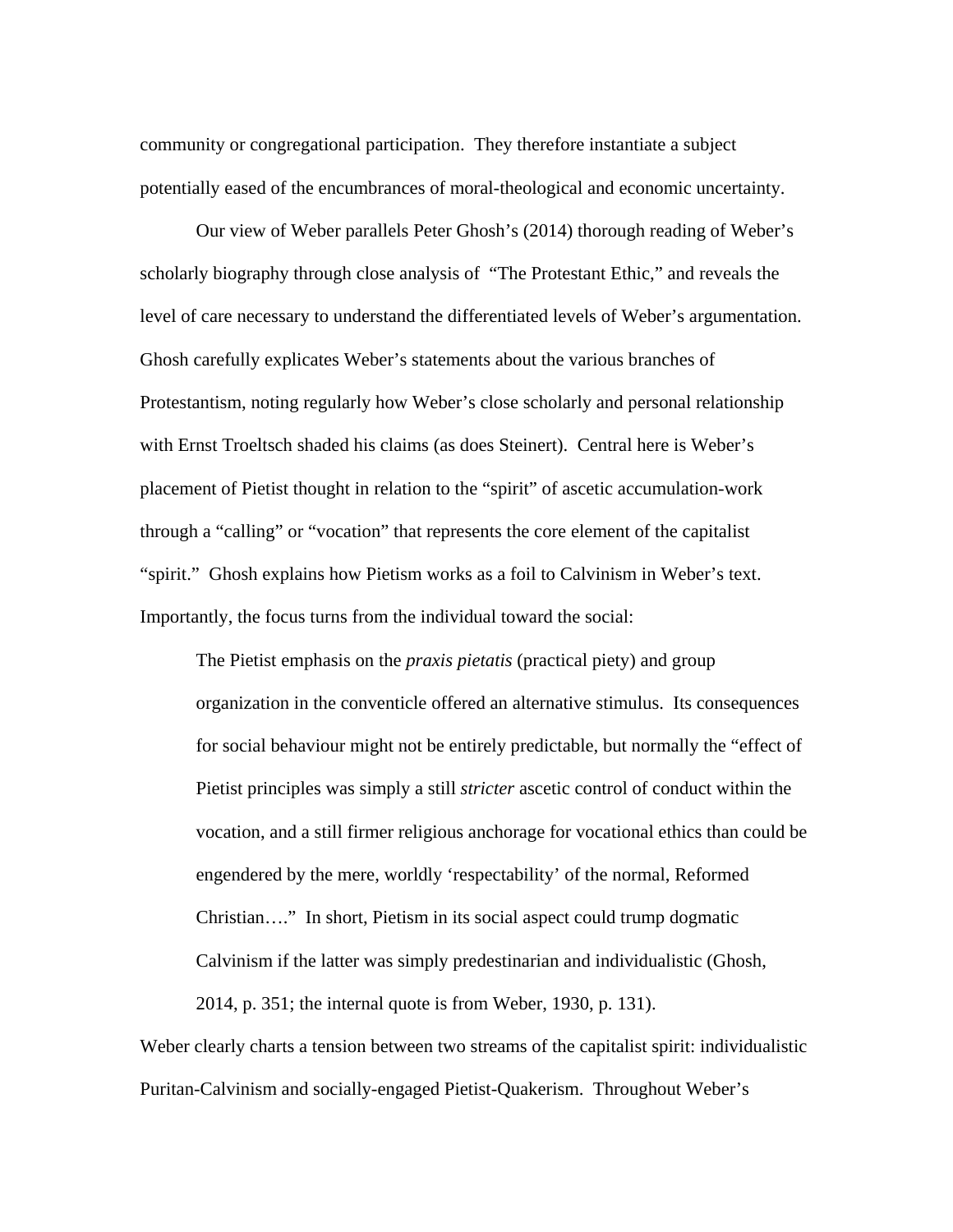community or congregational participation. They therefore instantiate a subject potentially eased of the encumbrances of moral-theological and economic uncertainty.

Our view of Weber parallels Peter Ghosh's (2014) thorough reading of Weber's scholarly biography through close analysis of "The Protestant Ethic," and reveals the level of care necessary to understand the differentiated levels of Weber's argumentation. Ghosh carefully explicates Weber's statements about the various branches of Protestantism, noting regularly how Weber's close scholarly and personal relationship with Ernst Troeltsch shaded his claims (as does Steinert). Central here is Weber's placement of Pietist thought in relation to the "spirit" of ascetic accumulation-work through a "calling" or "vocation" that represents the core element of the capitalist "spirit." Ghosh explains how Pietism works as a foil to Calvinism in Weber's text. Importantly, the focus turns from the individual toward the social:

> The Pietist emphasis on the *praxis pietatis* (practical piety) and group organization in the conventicle offered an alternative stimulus. Its consequences for social behaviour might not be entirely predictable, but normally the "effect of Pietist principles was simply a still *stricter* ascetic control of conduct within the vocation, and a still firmer religious anchorage for vocational ethics than could be engendered by the mere, worldly 'respectability' of the normal, Reformed Christian…." In short, Pietism in its social aspect could trump dogmatic Calvinism if the latter was simply predestinarian and individualistic (Ghosh, 2014, p. 351; the internal quote is from Weber, 1930, p. 131).

Weber clearly charts a tension between two streams of the capitalist spirit: individualistic Puritan-Calvinism and socially-engaged Pietist-Quakerism. Throughout Weber's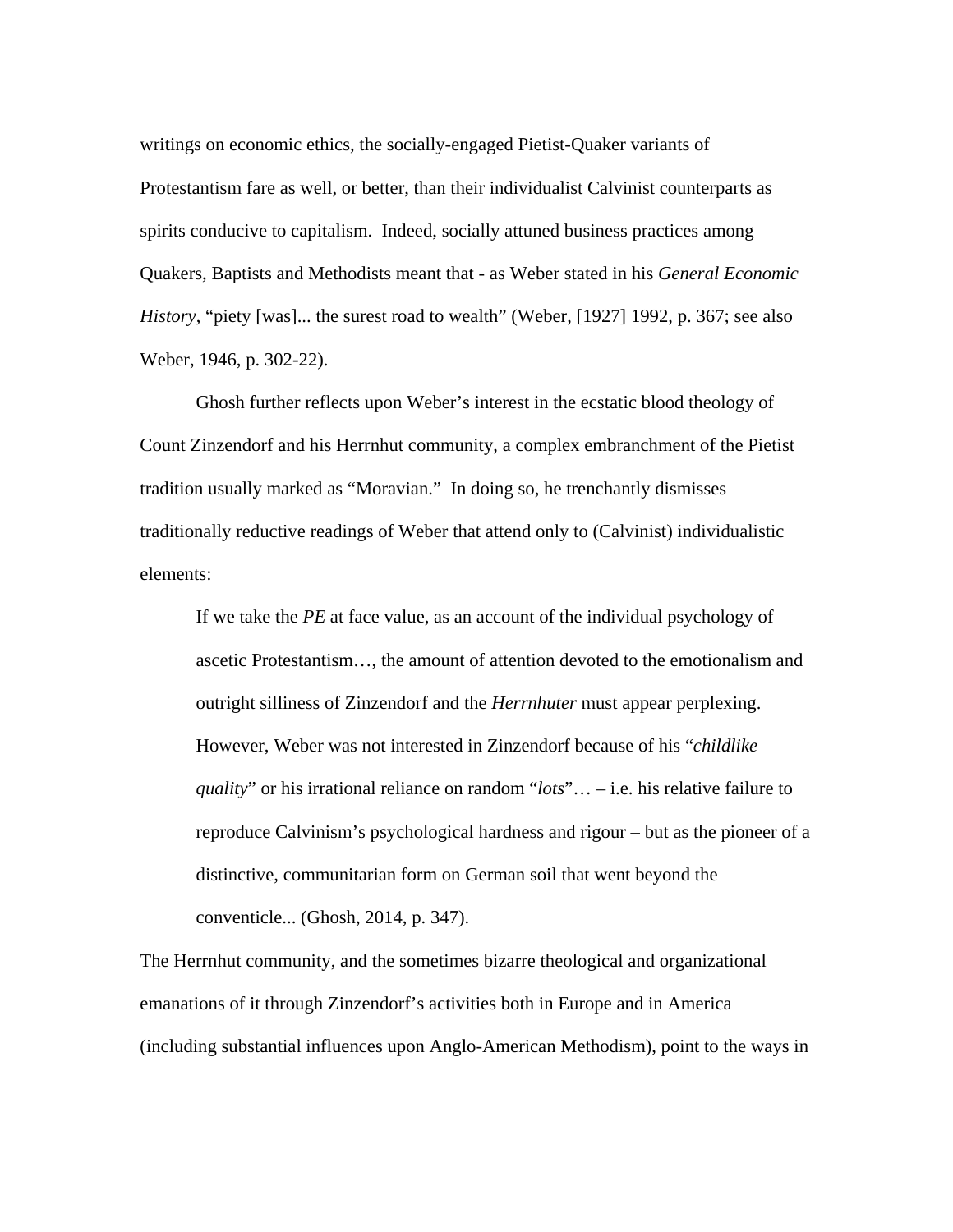writings on economic ethics, the socially-engaged Pietist-Quaker variants of Protestantism fare as well, or better, than their individualist Calvinist counterparts as spirits conducive to capitalism. Indeed, socially attuned business practices among Quakers, Baptists and Methodists meant that - as Weber stated in his *General Economic History*, “piety [was]... the surest road to wealth” (Weber, [1927] 1992, p. 367; see also Weber, 1946, p. 302-22).

Ghosh further reflects upon Weber’s interest in the ecstatic blood theology of Count Zinzendorf and his Herrnhut community, a complex embranchment of the Pietist tradition usually marked as “Moravian.” In doing so, he trenchantly dismisses traditionally reductive readings of Weber that attend only to (Calvinist) individualistic elements:

> If we take the *PE* at face value, as an account of the individual psychology of ascetic Protestantism…, the amount of attention devoted to the emotionalism and outright silliness of Zinzendorf and the *Herrnhuter* must appear perplexing. However, Weber was not interested in Zinzendorf because of his “*childlike quality*” or his irrational reliance on random “*lots*”… – i.e. his relative failure to reproduce Calvinism’s psychological hardness and rigour – but as the pioneer of a distinctive, communitarian form on German soil that went beyond the conventicle... (Ghosh, 2014, p. 347).

The Herrnhut community, and the sometimes bizarre theological and organizational emanations of it through Zinzendorf’s activities both in Europe and in America (including substantial influences upon Anglo-American Methodism), point to the ways in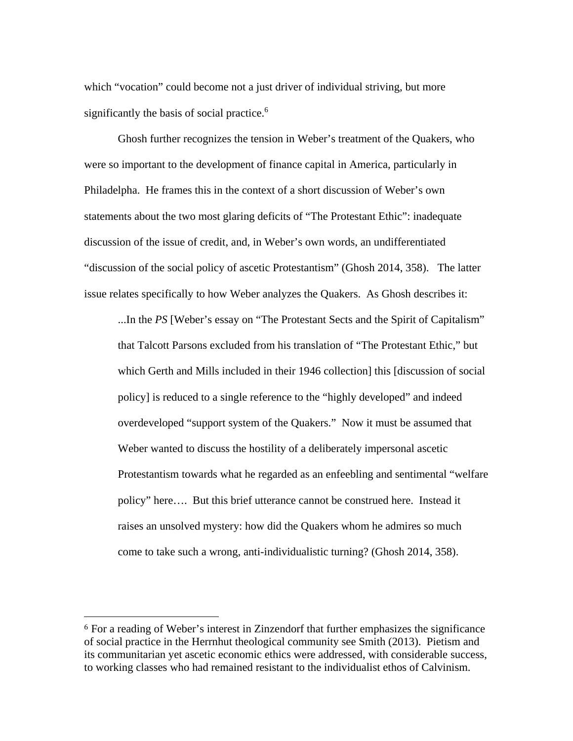which “vocation” could become not a just driver of individual striving, but more significantly the basis of social practice.[6]

Ghosh further recognizes the tension in Weber’s treatment of the Quakers, who were so important to the development of finance capital in America, particularly in Philadelphia. He frames this in the context of a short discussion of Weber’s own statements about the two most glaring deficits of “The Protestant Ethic”: inadequate discussion of the issue of credit, and, in Weber’s own words, an undifferentiated “discussion of the social policy of ascetic Protestantism” (Ghosh 2014, 358). The latter issue relates specifically to how Weber analyzes the Quakers. As Ghosh describes it:

> ...In the *PS* [Weber’s essay on “The Protestant Sects and the Spirit of Capitalism” that Talcott Parsons excluded from his translation of “The Protestant Ethic,” but which Gerth and Mills included in their 1946 collection] this [discussion of social policy] is reduced to a single reference to the “highly developed” and indeed overdeveloped “support system of the Quakers.” Now it must be assumed that Weber wanted to discuss the hostility of a deliberately impersonal ascetic Protestantism towards what he regarded as an enfeebling and sentimental “welfare policy” here…. But this brief utterance cannot be construed here. Instead it raises an unsolved mystery: how did the Quakers whom he admires so much come to take such a wrong, anti-individualistic turning? (Ghosh 2014, 358).

---

[6] For a reading of Weber’s interest in Zinzendorf that further emphasizes the significance of social practice in the Herrnhut theological community see Smith (2013). Pietism and its communitarian yet ascetic economic ethics were addressed, with considerable success, to working classes who had remained resistant to the individualist ethos of Calvinism.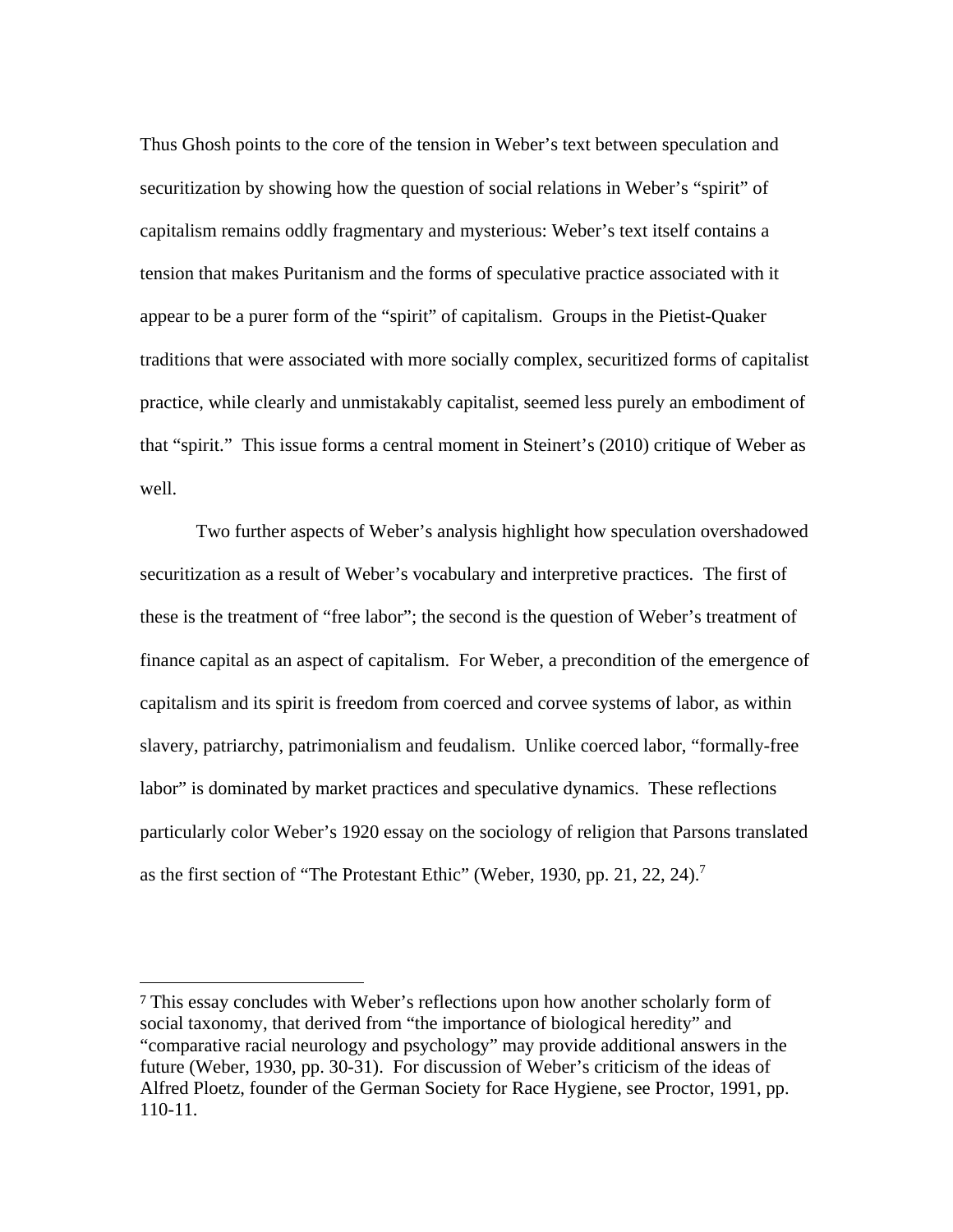Thus Ghosh points to the core of the tension in Weber's text between speculation and securitization by showing how the question of social relations in Weber's "spirit" of capitalism remains oddly fragmentary and mysterious: Weber's text itself contains a tension that makes Puritanism and the forms of speculative practice associated with it appear to be a purer form of the "spirit" of capitalism. Groups in the Pietist-Quaker traditions that were associated with more socially complex, securitized forms of capitalist practice, while clearly and unmistakably capitalist, seemed less purely an embodiment of that "spirit." This issue forms a central moment in Steinert's (2010) critique of Weber as well.

Two further aspects of Weber's analysis highlight how speculation overshadowed securitization as a result of Weber's vocabulary and interpretive practices. The first of these is the treatment of "free labor"; the second is the question of Weber's treatment of finance capital as an aspect of capitalism. For Weber, a precondition of the emergence of capitalism and its spirit is freedom from coerced and corvee systems of labor, as within slavery, patriarchy, patrimonialism and feudalism. Unlike coerced labor, "formally-free labor" is dominated by market practices and speculative dynamics. These reflections particularly color Weber's 1920 essay on the sociology of religion that Parsons translated as the first section of "The Protestant Ethic" (Weber, 1930, pp. 21, 22, 24).[7]

---

[7] This essay concludes with Weber's reflections upon how another scholarly form of social taxonomy, that derived from "the importance of biological heredity" and "comparative racial neurology and psychology" may provide additional answers in the future (Weber, 1930, pp. 30-31). For discussion of Weber's criticism of the ideas of Alfred Ploetz, founder of the German Society for Race Hygiene, see Proctor, 1991, pp. 110-11.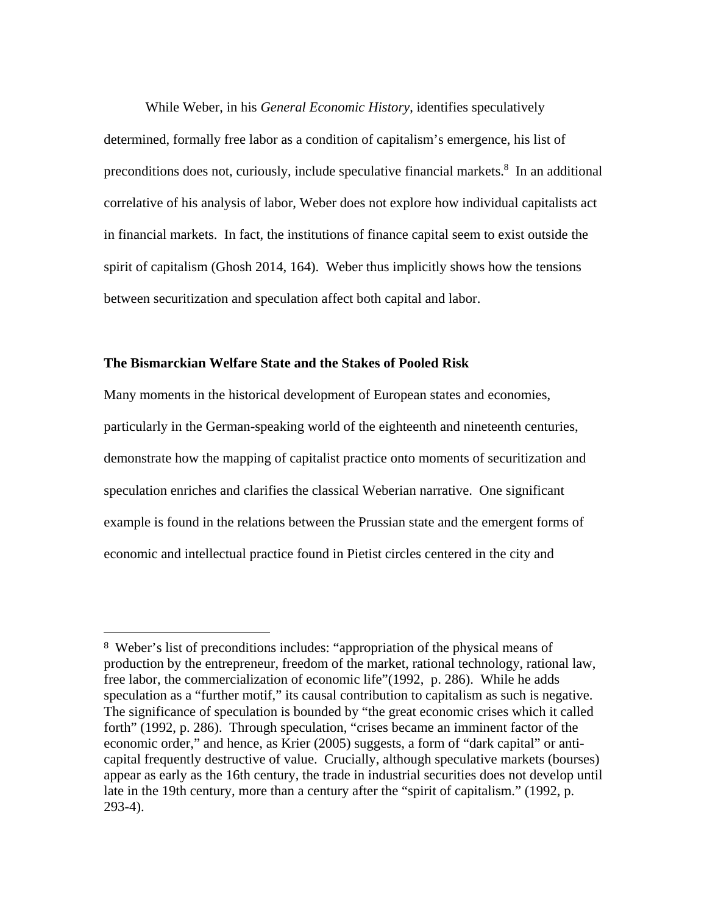While Weber, in his *General Economic History*, identifies speculatively determined, formally free labor as a condition of capitalism's emergence, his list of preconditions does not, curiously, include speculative financial markets.[8] In an additional correlative of his analysis of labor, Weber does not explore how individual capitalists act in financial markets. In fact, the institutions of finance capital seem to exist outside the spirit of capitalism (Ghosh 2014, 164). Weber thus implicitly shows how the tensions between securitization and speculation affect both capital and labor.

**The Bismarckian Welfare State and the Stakes of Pooled Risk**

Many moments in the historical development of European states and economies, particularly in the German-speaking world of the eighteenth and nineteenth centuries, demonstrate how the mapping of capitalist practice onto moments of securitization and speculation enriches and clarifies the classical Weberian narrative. One significant example is found in the relations between the Prussian state and the emergent forms of economic and intellectual practice found in Pietist circles centered in the city and

[8] Weber's list of preconditions includes: "appropriation of the physical means of production by the entrepreneur, freedom of the market, rational technology, rational law, free labor, the commercialization of economic life"(1992, p. 286). While he adds speculation as a "further motif," its causal contribution to capitalism as such is negative. The significance of speculation is bounded by "the great economic crises which it called forth" (1992, p. 286). Through speculation, "crises became an imminent factor of the economic order," and hence, as Krier (2005) suggests, a form of "dark capital" or anti-capital frequently destructive of value. Crucially, although speculative markets (bourses) appear as early as the 16th century, the trade in industrial securities does not develop until late in the 19th century, more than a century after the "spirit of capitalism." (1992, p. 293-4).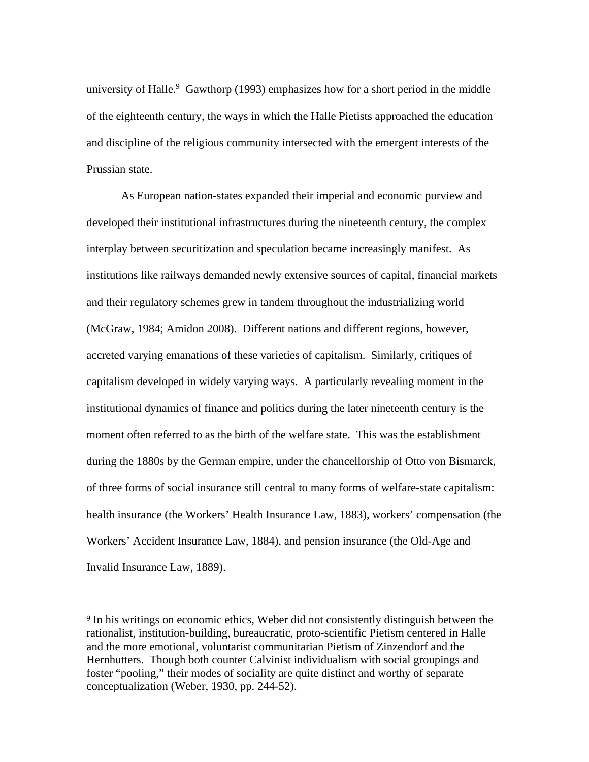university of Halle.[9] Gawthorp (1993) emphasizes how for a short period in the middle of the eighteenth century, the ways in which the Halle Pietists approached the education and discipline of the religious community intersected with the emergent interests of the Prussian state.

As European nation-states expanded their imperial and economic purview and developed their institutional infrastructures during the nineteenth century, the complex interplay between securitization and speculation became increasingly manifest. As institutions like railways demanded newly extensive sources of capital, financial markets and their regulatory schemes grew in tandem throughout the industrializing world (McGraw, 1984; Amidon 2008). Different nations and different regions, however, accreted varying emanations of these varieties of capitalism. Similarly, critiques of capitalism developed in widely varying ways. A particularly revealing moment in the institutional dynamics of finance and politics during the later nineteenth century is the moment often referred to as the birth of the welfare state. This was the establishment during the 1880s by the German empire, under the chancellorship of Otto von Bismarck, of three forms of social insurance still central to many forms of welfare-state capitalism: health insurance (the Workers' Health Insurance Law, 1883), workers' compensation (the Workers' Accident Insurance Law, 1884), and pension insurance (the Old-Age and Invalid Insurance Law, 1889).

---

[9] In his writings on economic ethics, Weber did not consistently distinguish between the rationalist, institution-building, bureaucratic, proto-scientific Pietism centered in Halle and the more emotional, voluntarist communitarian Pietism of Zinzendorf and the Hernhutters. Though both counter Calvinist individualism with social groupings and foster "pooling," their modes of sociality are quite distinct and worthy of separate conceptualization (Weber, 1930, pp. 244-52).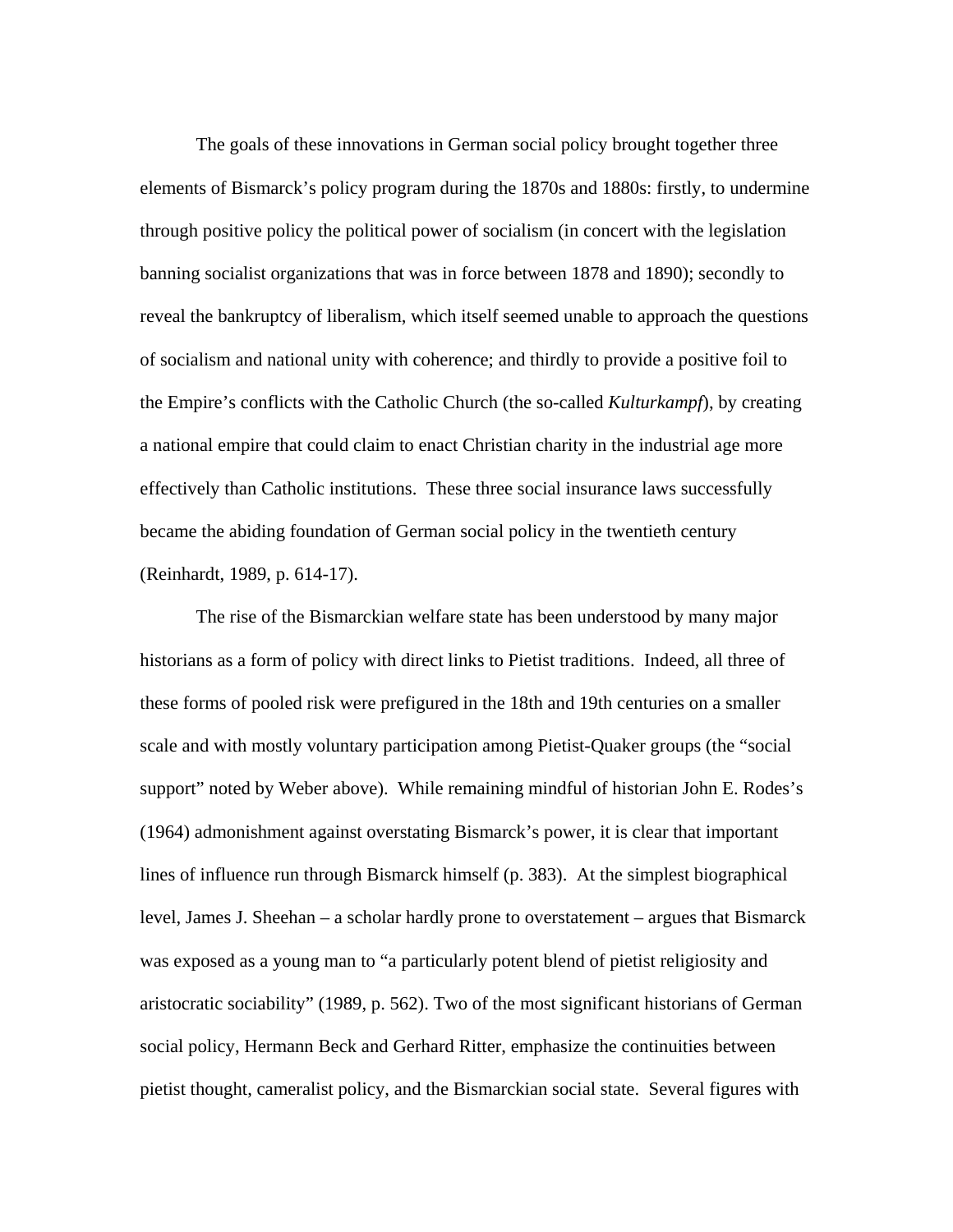The goals of these innovations in German social policy brought together three elements of Bismarck's policy program during the 1870s and 1880s: firstly, to undermine through positive policy the political power of socialism (in concert with the legislation banning socialist organizations that was in force between 1878 and 1890); secondly to reveal the bankruptcy of liberalism, which itself seemed unable to approach the questions of socialism and national unity with coherence; and thirdly to provide a positive foil to the Empire's conflicts with the Catholic Church (the so-called *Kulturkampf*), by creating a national empire that could claim to enact Christian charity in the industrial age more effectively than Catholic institutions. These three social insurance laws successfully became the abiding foundation of German social policy in the twentieth century (Reinhardt, 1989, p. 614-17).

The rise of the Bismarckian welfare state has been understood by many major historians as a form of policy with direct links to Pietist traditions. Indeed, all three of these forms of pooled risk were prefigured in the 18th and 19th centuries on a smaller scale and with mostly voluntary participation among Pietist-Quaker groups (the "social support" noted by Weber above). While remaining mindful of historian John E. Rodes's (1964) admonishment against overstating Bismarck's power, it is clear that important lines of influence run through Bismarck himself (p. 383). At the simplest biographical level, James J. Sheehan – a scholar hardly prone to overstatement – argues that Bismarck was exposed as a young man to "a particularly potent blend of pietist religiosity and aristocratic sociability" (1989, p. 562). Two of the most significant historians of German social policy, Hermann Beck and Gerhard Ritter, emphasize the continuities between pietist thought, cameralist policy, and the Bismarckian social state. Several figures with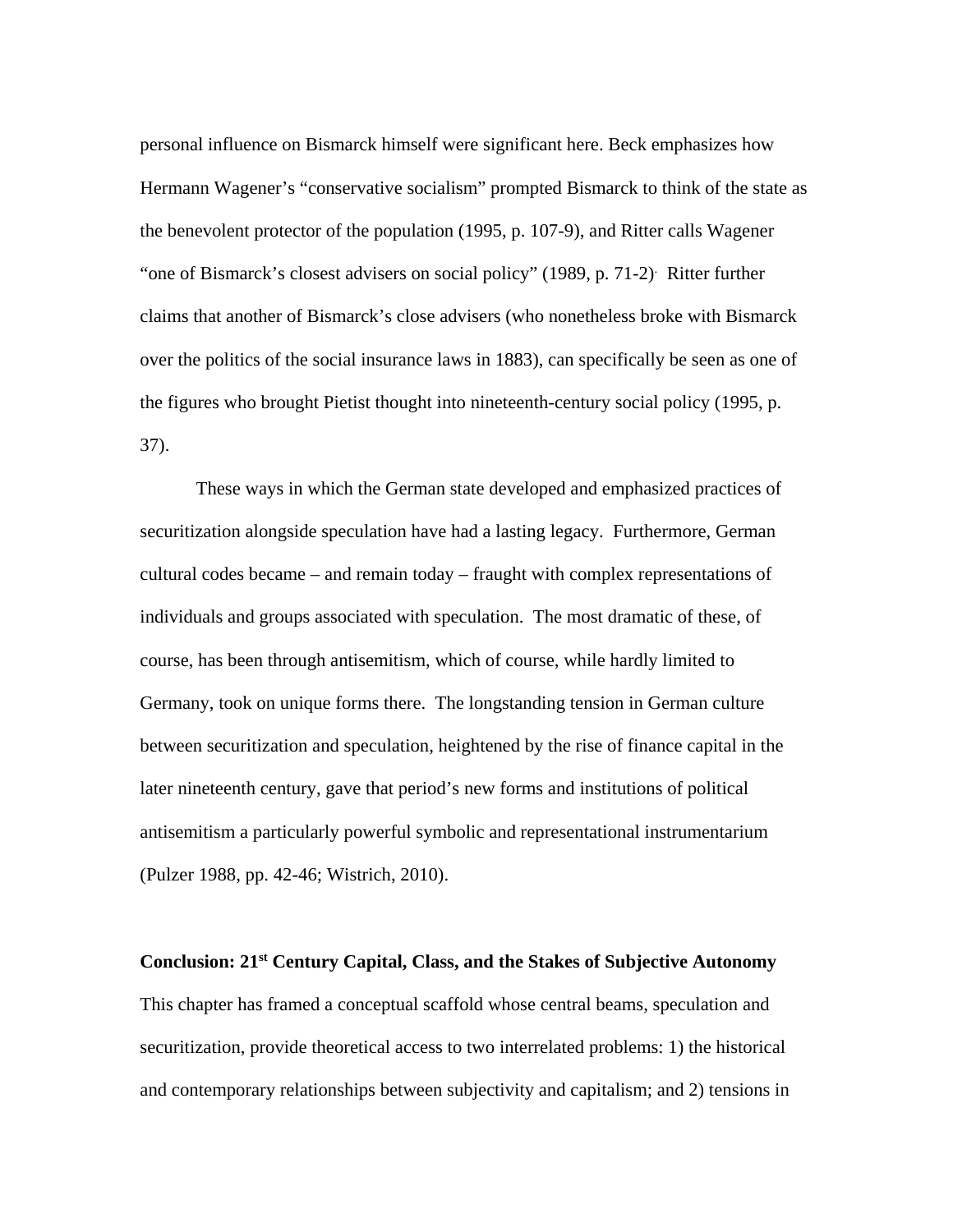personal influence on Bismarck himself were significant here. Beck emphasizes how Hermann Wagener's "conservative socialism" prompted Bismarck to think of the state as the benevolent protector of the population (1995, p. 107-9), and Ritter calls Wagener "one of Bismarck's closest advisers on social policy" (1989, p. 71-2). Ritter further claims that another of Bismarck's close advisers (who nonetheless broke with Bismarck over the politics of the social insurance laws in 1883), can specifically be seen as one of the figures who brought Pietist thought into nineteenth-century social policy (1995, p. 37).

These ways in which the German state developed and emphasized practices of securitization alongside speculation have had a lasting legacy. Furthermore, German cultural codes became – and remain today – fraught with complex representations of individuals and groups associated with speculation. The most dramatic of these, of course, has been through antisemitism, which of course, while hardly limited to Germany, took on unique forms there. The longstanding tension in German culture between securitization and speculation, heightened by the rise of finance capital in the later nineteenth century, gave that period's new forms and institutions of political antisemitism a particularly powerful symbolic and representational instrumentarium (Pulzer 1988, pp. 42-46; Wistrich, 2010).

**Conclusion: 21st Century Capital, Class, and the Stakes of Subjective Autonomy**

This chapter has framed a conceptual scaffold whose central beams, speculation and securitization, provide theoretical access to two interrelated problems: 1) the historical and contemporary relationships between subjectivity and capitalism; and 2) tensions in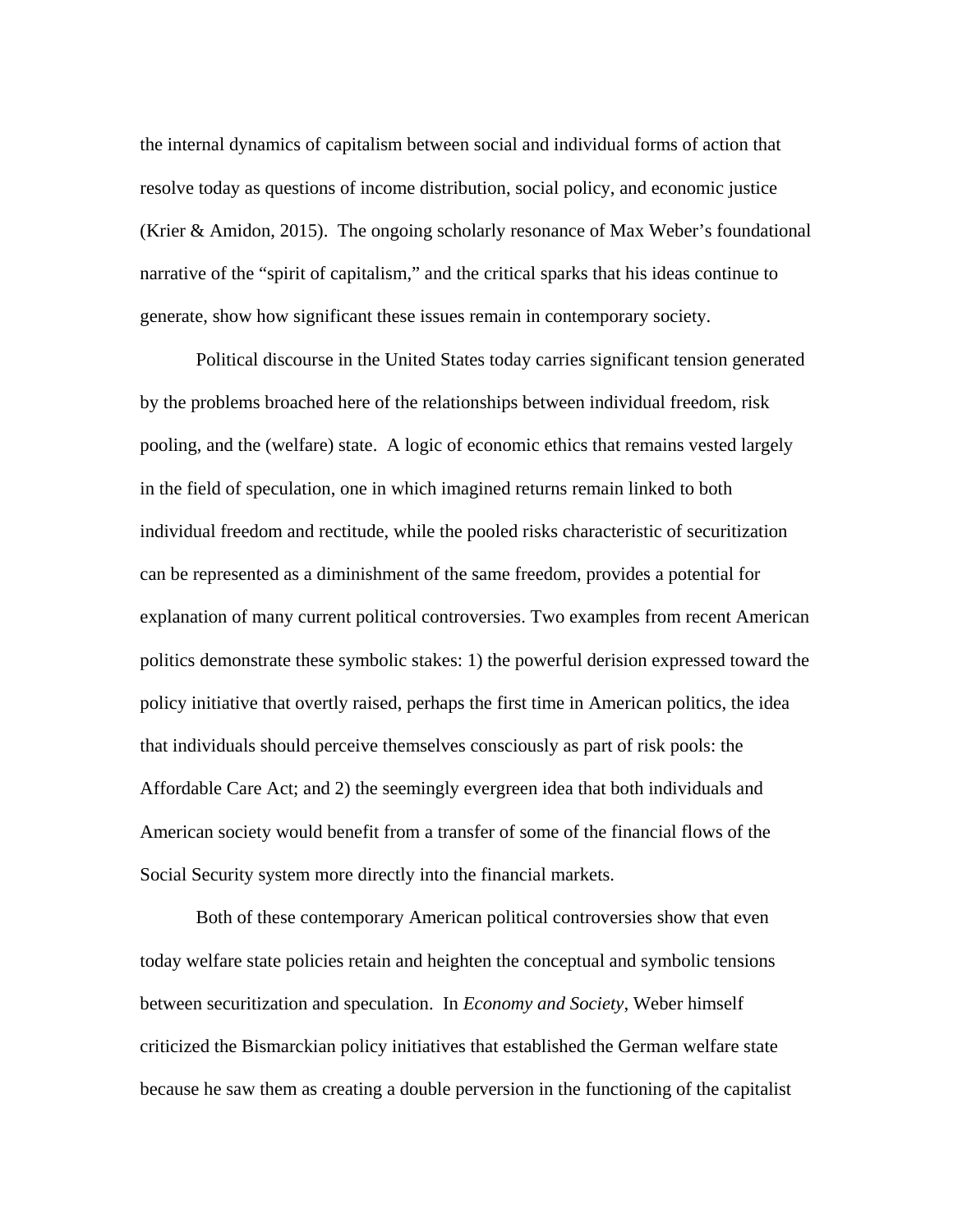the internal dynamics of capitalism between social and individual forms of action that resolve today as questions of income distribution, social policy, and economic justice (Krier & Amidon, 2015).  The ongoing scholarly resonance of Max Weber's foundational narrative of the "spirit of capitalism," and the critical sparks that his ideas continue to generate, show how significant these issues remain in contemporary society.

Political discourse in the United States today carries significant tension generated by the problems broached here of the relationships between individual freedom, risk pooling, and the (welfare) state.  A logic of economic ethics that remains vested largely in the field of speculation, one in which imagined returns remain linked to both individual freedom and rectitude, while the pooled risks characteristic of securitization can be represented as a diminishment of the same freedom, provides a potential for explanation of many current political controversies. Two examples from recent American politics demonstrate these symbolic stakes: 1) the powerful derision expressed toward the policy initiative that overtly raised, perhaps the first time in American politics, the idea that individuals should perceive themselves consciously as part of risk pools: the Affordable Care Act; and 2) the seemingly evergreen idea that both individuals and American society would benefit from a transfer of some of the financial flows of the Social Security system more directly into the financial markets.

Both of these contemporary American political controversies show that even today welfare state policies retain and heighten the conceptual and symbolic tensions between securitization and speculation.  In *Economy and Society*, Weber himself criticized the Bismarckian policy initiatives that established the German welfare state because he saw them as creating a double perversion in the functioning of the capitalist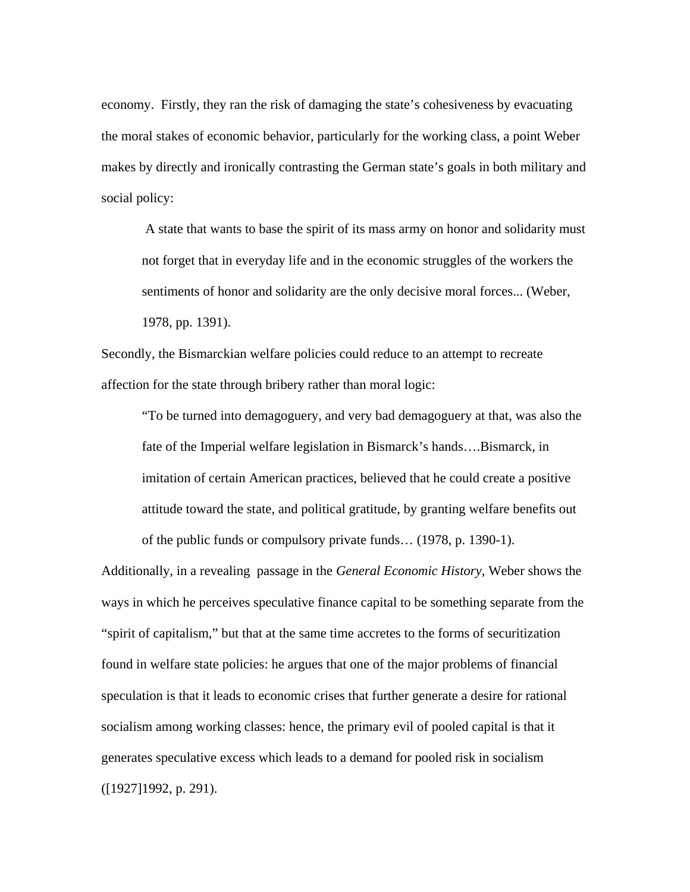economy. Firstly, they ran the risk of damaging the state's cohesiveness by evacuating the moral stakes of economic behavior, particularly for the working class, a point Weber makes by directly and ironically contrasting the German state's goals in both military and social policy:

> A state that wants to base the spirit of its mass army on honor and solidarity must not forget that in everyday life and in the economic struggles of the workers the sentiments of honor and solidarity are the only decisive moral forces... (Weber, 1978, pp. 1391).

Secondly, the Bismarckian welfare policies could reduce to an attempt to recreate affection for the state through bribery rather than moral logic:

> "To be turned into demagoguery, and very bad demagoguery at that, was also the fate of the Imperial welfare legislation in Bismarck's hands….Bismarck, in imitation of certain American practices, believed that he could create a positive attitude toward the state, and political gratitude, by granting welfare benefits out of the public funds or compulsory private funds… (1978, p. 1390-1).

Additionally, in a revealing passage in the *General Economic History*, Weber shows the ways in which he perceives speculative finance capital to be something separate from the "spirit of capitalism," but that at the same time accretes to the forms of securitization found in welfare state policies: he argues that one of the major problems of financial speculation is that it leads to economic crises that further generate a desire for rational socialism among working classes: hence, the primary evil of pooled capital is that it generates speculative excess which leads to a demand for pooled risk in socialism ([1927]1992, p. 291).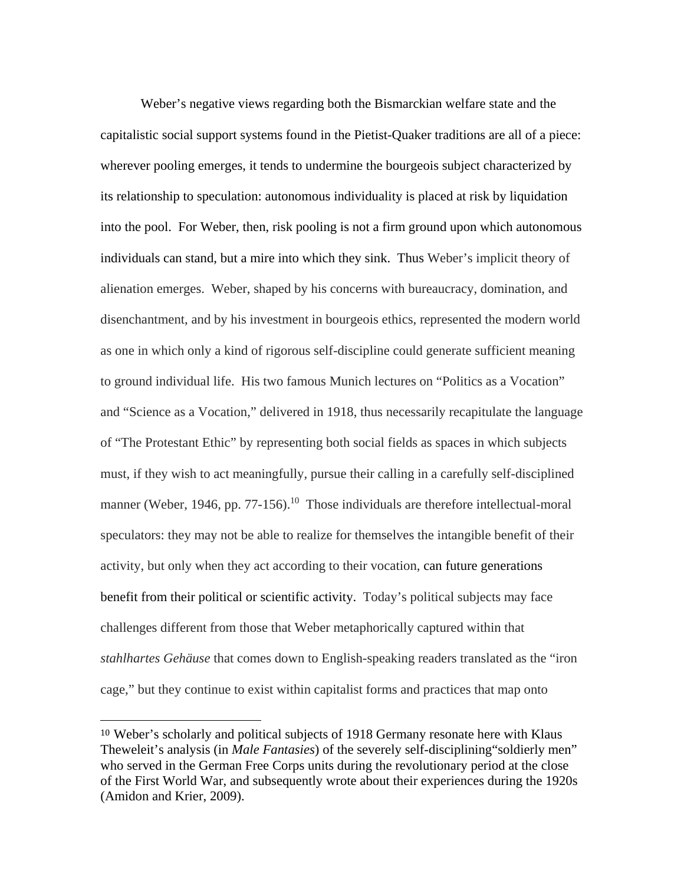Weber's negative views regarding both the Bismarckian welfare state and the capitalistic social support systems found in the Pietist-Quaker traditions are all of a piece: wherever pooling emerges, it tends to undermine the bourgeois subject characterized by its relationship to speculation: autonomous individuality is placed at risk by liquidation into the pool. For Weber, then, risk pooling is not a firm ground upon which autonomous individuals can stand, but a mire into which they sink. Thus Weber's implicit theory of alienation emerges. Weber, shaped by his concerns with bureaucracy, domination, and disenchantment, and by his investment in bourgeois ethics, represented the modern world as one in which only a kind of rigorous self-discipline could generate sufficient meaning to ground individual life. His two famous Munich lectures on "Politics as a Vocation" and "Science as a Vocation," delivered in 1918, thus necessarily recapitulate the language of "The Protestant Ethic" by representing both social fields as spaces in which subjects must, if they wish to act meaningfully, pursue their calling in a carefully self-disciplined manner (Weber, 1946, pp. 77-156).[10] Those individuals are therefore intellectual-moral speculators: they may not be able to realize for themselves the intangible benefit of their activity, but only when they act according to their vocation, can future generations benefit from their political or scientific activity. Today's political subjects may face challenges different from those that Weber metaphorically captured within that *stahlhartes Gehäuse* that comes down to English-speaking readers translated as the "iron cage," but they continue to exist within capitalist forms and practices that map onto

---

[10] Weber's scholarly and political subjects of 1918 Germany resonate here with Klaus Theweleit's analysis (in *Male Fantasies*) of the severely self-disciplining"soldierly men" who served in the German Free Corps units during the revolutionary period at the close of the First World War, and subsequently wrote about their experiences during the 1920s (Amidon and Krier, 2009).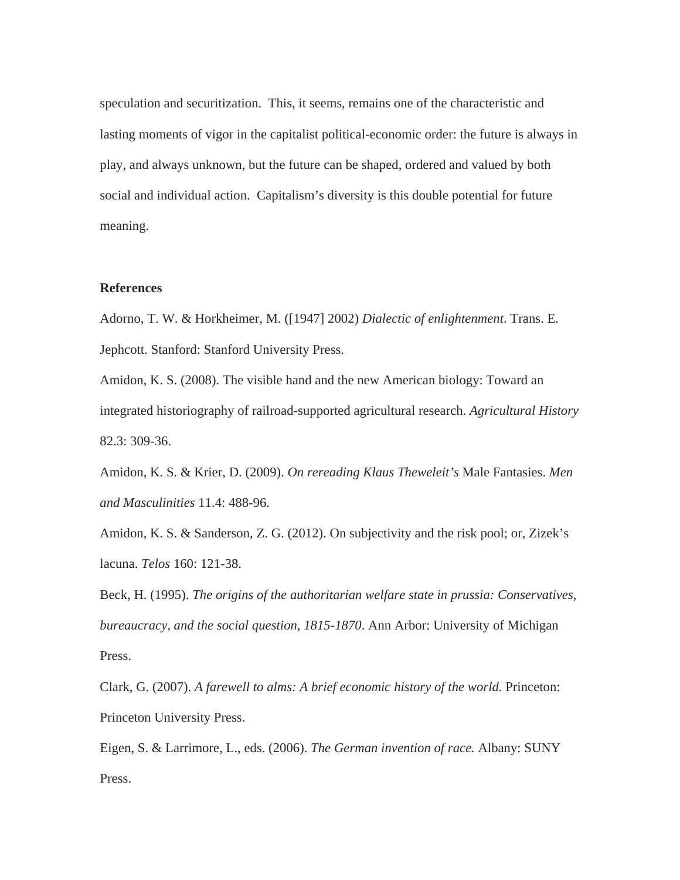speculation and securitization. This, it seems, remains one of the characteristic and lasting moments of vigor in the capitalist political-economic order: the future is always in play, and always unknown, but the future can be shaped, ordered and valued by both social and individual action. Capitalism's diversity is this double potential for future meaning.

**References**

Adorno, T. W. & Horkheimer, M. ([1947] 2002) *Dialectic of enlightenment*. Trans. E. Jephcott. Stanford: Stanford University Press.

Amidon, K. S. (2008). The visible hand and the new American biology: Toward an integrated historiography of railroad-supported agricultural research. *Agricultural History* 82.3: 309-36.

Amidon, K. S. & Krier, D. (2009). *On rereading Klaus Theweleit's* Male Fantasies. *Men and Masculinities* 11.4: 488-96.

Amidon, K. S. & Sanderson, Z. G. (2012). On subjectivity and the risk pool; or, Zizek's lacuna. *Telos* 160: 121-38.

Beck, H. (1995). *The origins of the authoritarian welfare state in prussia: Conservatives, bureaucracy, and the social question, 1815-1870*. Ann Arbor: University of Michigan Press.

Clark, G. (2007). *A farewell to alms: A brief economic history of the world.* Princeton: Princeton University Press.

Eigen, S. & Larrimore, L., eds. (2006). *The German invention of race.* Albany: SUNY Press.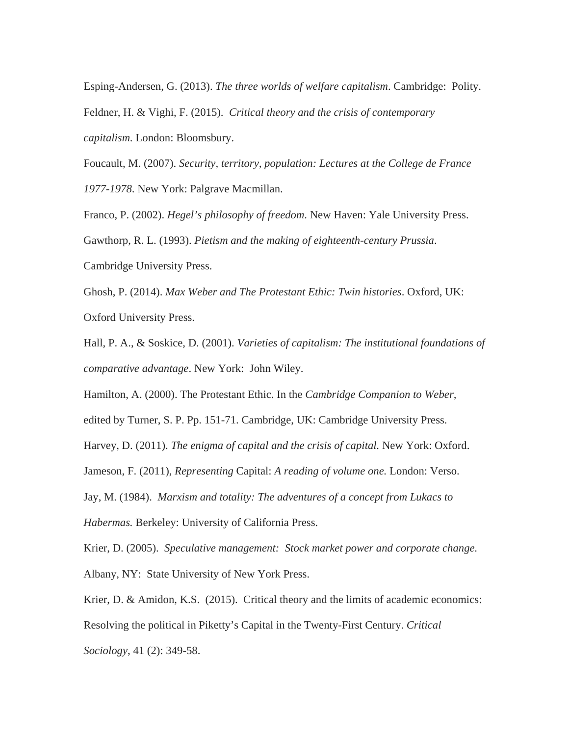Esping-Andersen, G. (2013). *The three worlds of welfare capitalism*. Cambridge: Polity.

Feldner, H. & Vighi, F. (2015). *Critical theory and the crisis of contemporary capitalism.* London: Bloomsbury.

Foucault, M. (2007). *Security, territory, population: Lectures at the College de France 1977-1978*. New York: Palgrave Macmillan.

Franco, P. (2002). *Hegel's philosophy of freedom*. New Haven: Yale University Press.

Gawthorp, R. L. (1993). *Pietism and the making of eighteenth-century Prussia*. Cambridge University Press.

Ghosh, P. (2014). *Max Weber and The Protestant Ethic: Twin histories*. Oxford, UK: Oxford University Press.

Hall, P. A., & Soskice, D. (2001). *Varieties of capitalism: The institutional foundations of comparative advantage*. New York: John Wiley.

Hamilton, A. (2000). The Protestant Ethic. In the *Cambridge Companion to Weber,* edited by Turner, S. P. Pp. 151-71. Cambridge, UK: Cambridge University Press.

Harvey, D. (2011). *The enigma of capital and the crisis of capital.* New York: Oxford.

Jameson, F. (2011), *Representing* Capital: *A reading of volume one.* London: Verso.

Jay, M. (1984). *Marxism and totality: The adventures of a concept from Lukacs to Habermas.* Berkeley: University of California Press.

Krier, D. (2005). *Speculative management: Stock market power and corporate change.* Albany, NY: State University of New York Press.

Krier, D. & Amidon, K.S. (2015). Critical theory and the limits of academic economics: Resolving the political in Piketty's Capital in the Twenty-First Century. *Critical Sociology*, 41 (2): 349-58.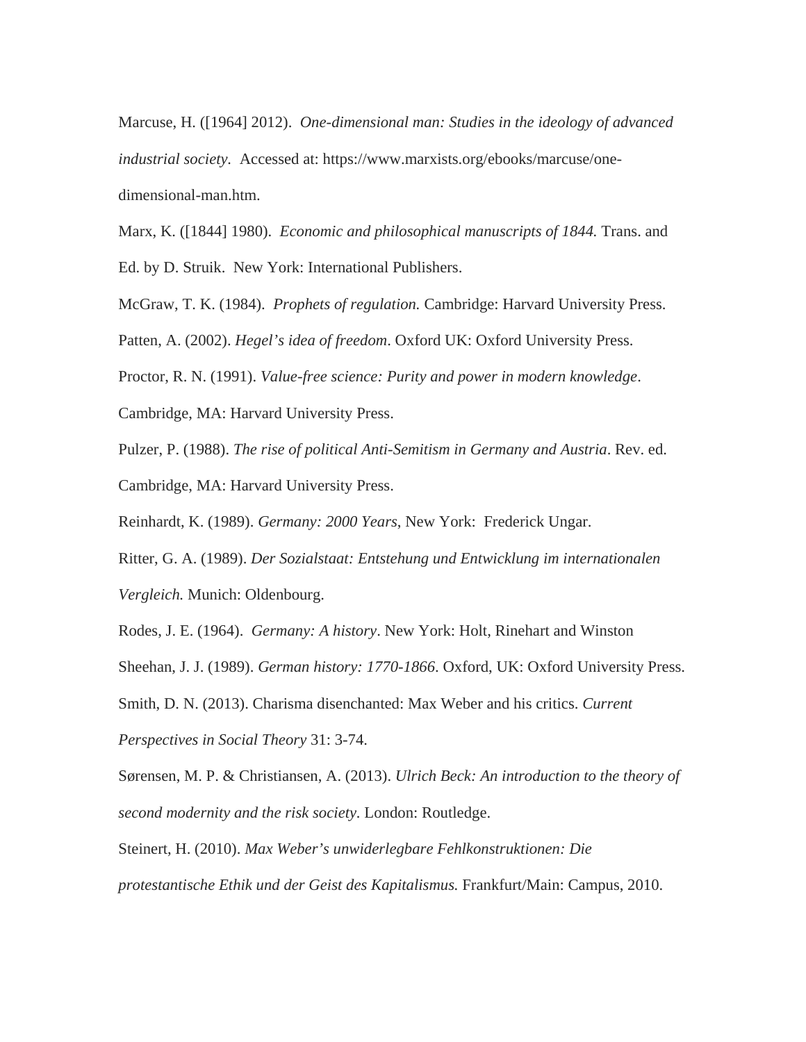Marcuse, H. ([1964] 2012). *One-dimensional man: Studies in the ideology of advanced industrial society.* Accessed at: https://www.marxists.org/ebooks/marcuse/one-dimensional-man.htm.

Marx, K. ([1844] 1980). *Economic and philosophical manuscripts of 1844.* Trans. and Ed. by D. Struik. New York: International Publishers.

McGraw, T. K. (1984). *Prophets of regulation.* Cambridge: Harvard University Press.

Patten, A. (2002). *Hegel's idea of freedom*. Oxford UK: Oxford University Press.

Proctor, R. N. (1991). *Value-free science: Purity and power in modern knowledge*. Cambridge, MA: Harvard University Press.

Pulzer, P. (1988). *The rise of political Anti-Semitism in Germany and Austria*. Rev. ed. Cambridge, MA: Harvard University Press.

Reinhardt, K. (1989). *Germany: 2000 Years*, New York: Frederick Ungar.

Ritter, G. A. (1989). *Der Sozialstaat: Entstehung und Entwicklung im internationalen Vergleich.* Munich: Oldenbourg.

Rodes, J. E. (1964). *Germany: A history*. New York: Holt, Rinehart and Winston

Sheehan, J. J. (1989). *German history: 1770-1866*. Oxford, UK: Oxford University Press.

Smith, D. N. (2013). Charisma disenchanted: Max Weber and his critics. *Current Perspectives in Social Theory* 31: 3-74.

Sørensen, M. P. & Christiansen, A. (2013). *Ulrich Beck: An introduction to the theory of second modernity and the risk society*. London: Routledge.

Steinert, H. (2010). *Max Weber's unwiderlegbare Fehlkonstruktionen: Die protestantische Ethik und der Geist des Kapitalismus.* Frankfurt/Main: Campus, 2010.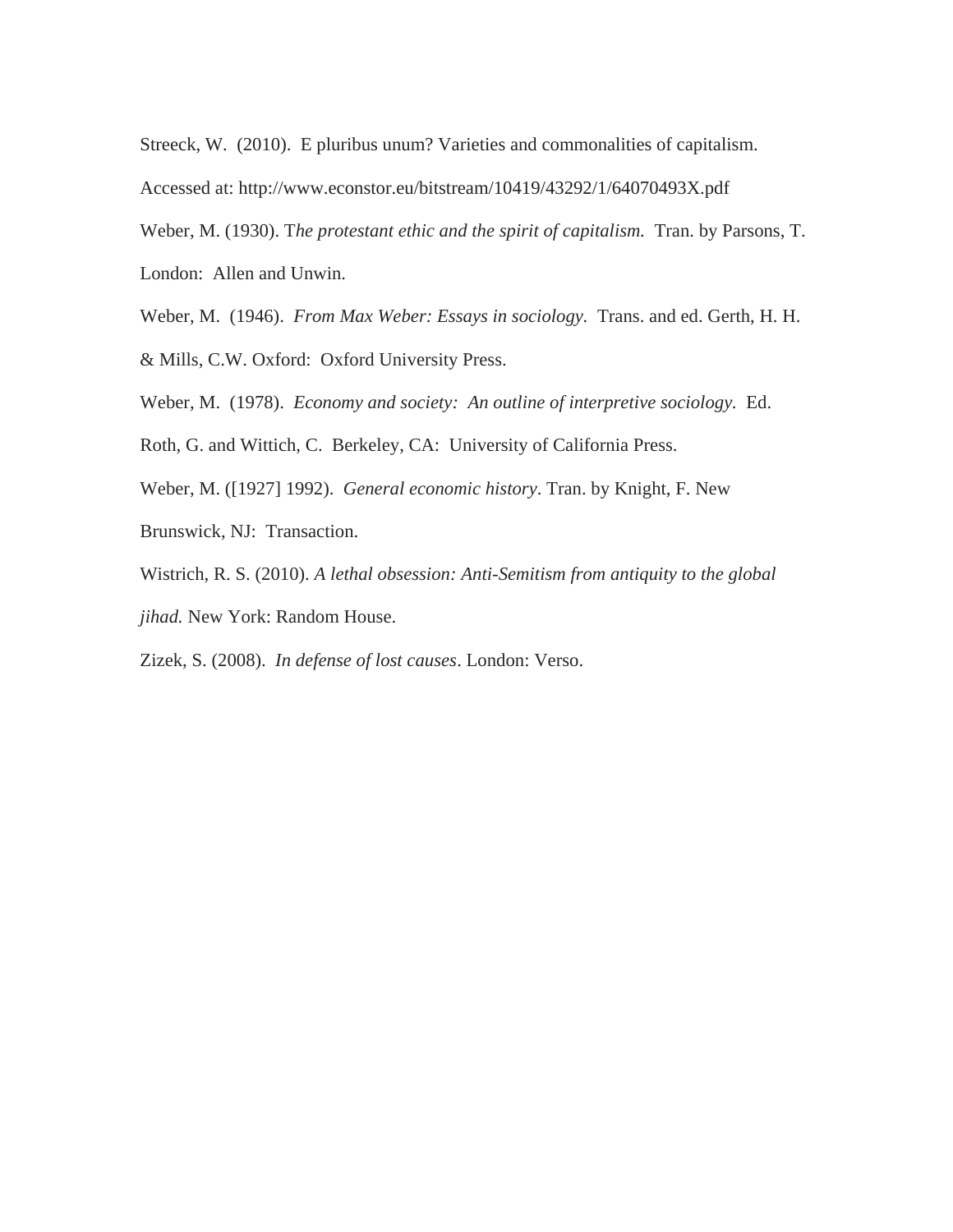Streeck, W. (2010). E pluribus unum? Varieties and commonalities of capitalism. Accessed at: http://www.econstor.eu/bitstream/10419/43292/1/64070493X.pdf

Weber, M. (1930). T*he protestant ethic and the spirit of capitalism.* Tran. by Parsons, T. London: Allen and Unwin.

Weber, M. (1946). *From Max Weber: Essays in sociology*. Trans. and ed. Gerth, H. H. & Mills, C.W. Oxford: Oxford University Press.

Weber, M. (1978). *Economy and society: An outline of interpretive sociology.* Ed. Roth, G. and Wittich, C. Berkeley, CA: University of California Press.

Weber, M. ([1927] 1992). *General economic history*. Tran. by Knight, F. New Brunswick, NJ: Transaction.

Wistrich, R. S. (2010). *A lethal obsession: Anti-Semitism from antiquity to the global jihad.* New York: Random House.

Zizek, S. (2008). *In defense of lost causes*. London: Verso.